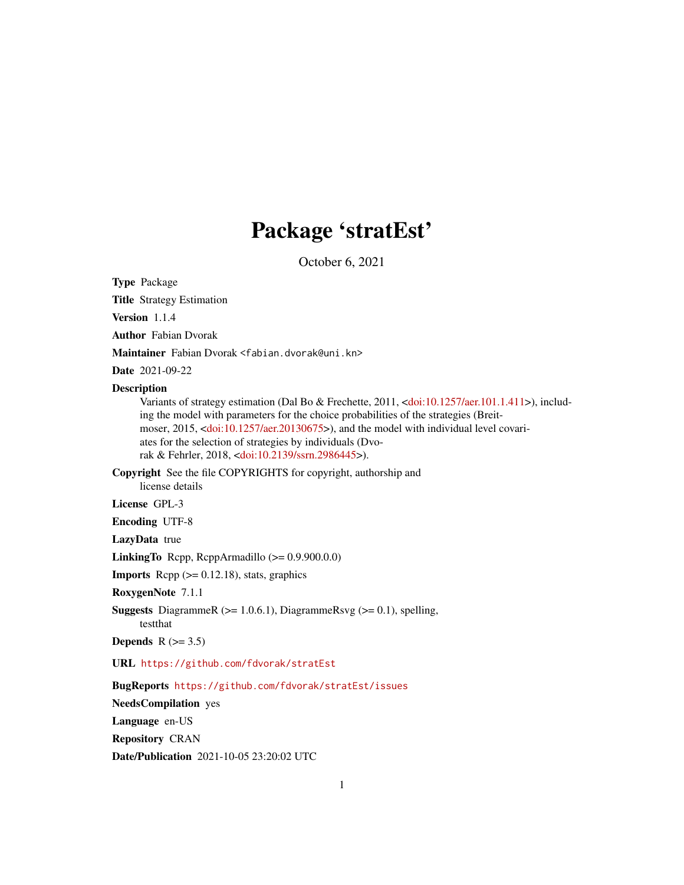# Package 'stratEst'

October 6, 2021

**Type** Package

**Title** Strategy Estimation

**Version** 1.1.4

**Author** Fabian Dvorak

**Maintainer** Fabian Dvorak <fabian.dvorak@uni.kn>

**Date** 2021-09-22

**Description**
Variants of strategy estimation (Dal Bo & Frechette, 2011, <doi:10.1257/aer.101.1.411>), including the model with parameters for the choice probabilities of the strategies (Breitmoser, 2015, <doi:10.1257/aer.20130675>), and the model with individual level covariates for the selection of strategies by individuals (Dvorak & Fehrler, 2018, <doi:10.2139/ssrn.2986445>).

**Copyright** See the file COPYRIGHTS for copyright, authorship and license details

**License** GPL-3

**Encoding** UTF-8

**LazyData** true

**LinkingTo** Rcpp, RcppArmadillo (>= 0.9.900.0.0)

**Imports** Rcpp (>= 0.12.18), stats, graphics

**RoxygenNote** 7.1.1

**Suggests** DiagrammeR (>= 1.0.6.1), DiagrammeRsvg (>= 0.1), spelling, testthat

**Depends** R (>= 3.5)

**URL** https://github.com/fdvorak/stratEst

**BugReports** https://github.com/fdvorak/stratEst/issues

**NeedsCompilation** yes

**Language** en-US

**Repository** CRAN

**Date/Publication** 2021-10-05 23:20:02 UTC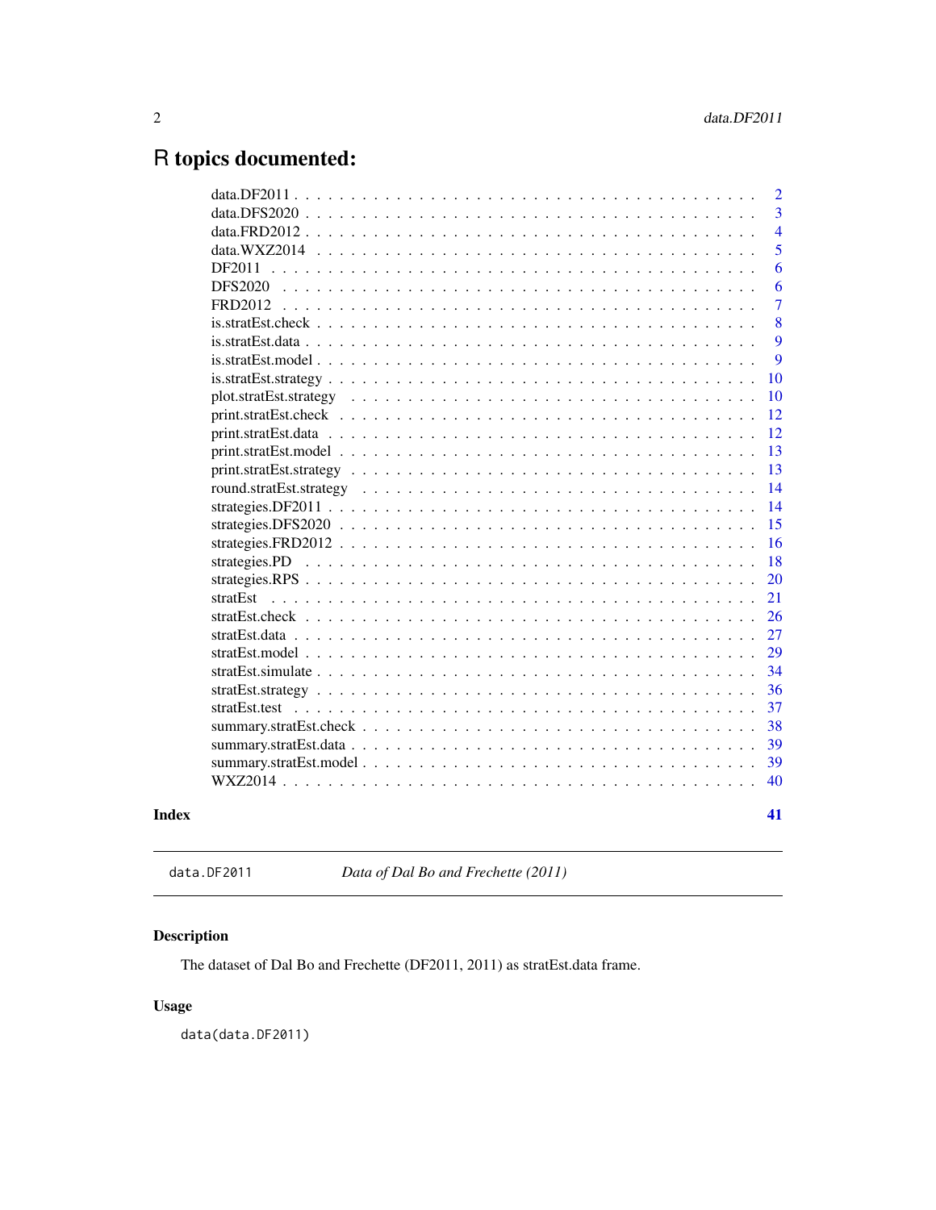# R topics documented:

| | |
|---|---|
| data.DF2011 | 2 |
| data.DFS2020 | 3 |
| data.FRD2012 | 4 |
| data.WXZ2014 | 5 |
| DF2011 | 6 |
| DFS2020 | 6 |
| FRD2012 | 7 |
| is.stratEst.check | 8 |
| is.stratEst.data | 9 |
| is.stratEst.model | 9 |
| is.stratEst.strategy | 10 |
| plot.stratEst.strategy | 10 |
| print.stratEst.check | 12 |
| print.stratEst.data | 12 |
| print.stratEst.model | 13 |
| print.stratEst.strategy | 13 |
| round.stratEst.strategy | 14 |
| strategies.DF2011 | 14 |
| strategies.DFS2020 | 15 |
| strategies.FRD2012 | 16 |
| strategies.PD | 18 |
| strategies.RPS | 20 |
| stratEst | 21 |
| stratEst.check | 26 |
| stratEst.data | 27 |
| stratEst.model | 29 |
| stratEst.simulate | 34 |
| stratEst.strategy | 36 |
| stratEst.test | 37 |
| summary.stratEst.check | 38 |
| summary.stratEst.data | 39 |
| summary.stratEst.model | 39 |
| WXZ2014 | 40 |

**Index** **41**

---

`data.DF2011` *Data of Dal Bo and Frechette (2011)*

---

## Description

The dataset of Dal Bo and Frechette (DF2011, 2011) as stratEst.data frame.

## Usage

```
data(data.DF2011)
```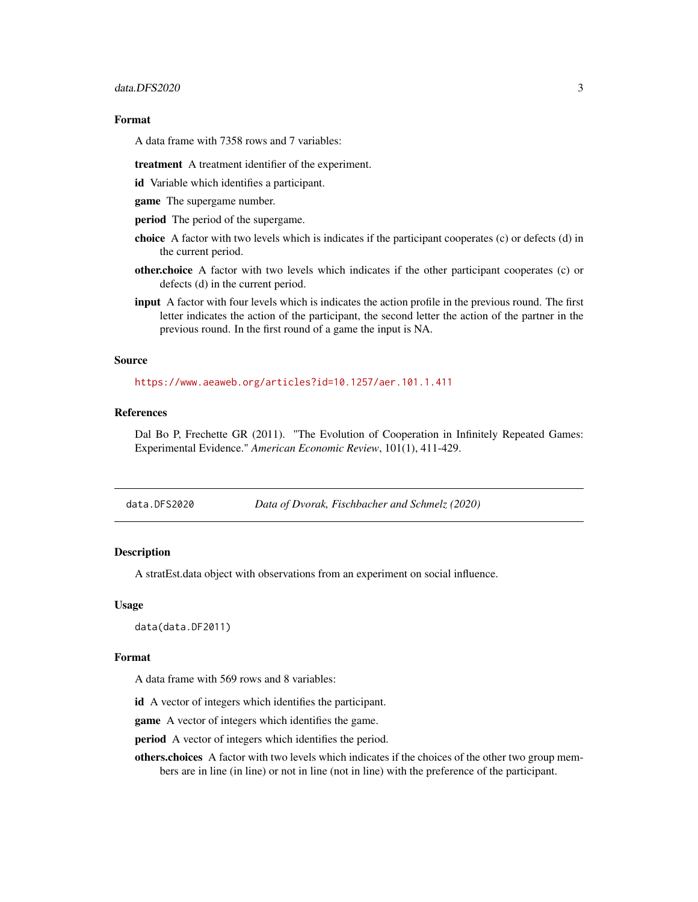### Format

A data frame with 7358 rows and 7 variables:

**treatment** A treatment identifier of the experiment.

**id** Variable which identifies a participant.

**game** The supergame number.

**period** The period of the supergame.

**choice** A factor with two levels which is indicates if the participant cooperates (c) or defects (d) in the current period.

**other.choice** A factor with two levels which indicates if the other participant cooperates (c) or defects (d) in the current period.

**input** A factor with four levels which is indicates the action profile in the previous round. The first letter indicates the action of the participant, the second letter the action of the partner in the previous round. In the first round of a game the input is NA.

### Source

https://www.aeaweb.org/articles?id=10.1257/aer.101.1.411

### References

Dal Bo P, Frechette GR (2011). "The Evolution of Cooperation in Infinitely Repeated Games: Experimental Evidence." *American Economic Review*, 101(1), 411-429.

---

## `data.DFS2020` *Data of Dvorak, Fischbacher and Schmelz (2020)*

---

### Description

A stratEst.data object with observations from an experiment on social influence.

### Usage

```
data(data.DF2011)
```

### Format

A data frame with 569 rows and 8 variables:

**id** A vector of integers which identifies the participant.

**game** A vector of integers which identifies the game.

**period** A vector of integers which identifies the period.

**others.choices** A factor with two levels which indicates if the choices of the other two group members are in line (in line) or not in line (not in line) with the preference of the participant.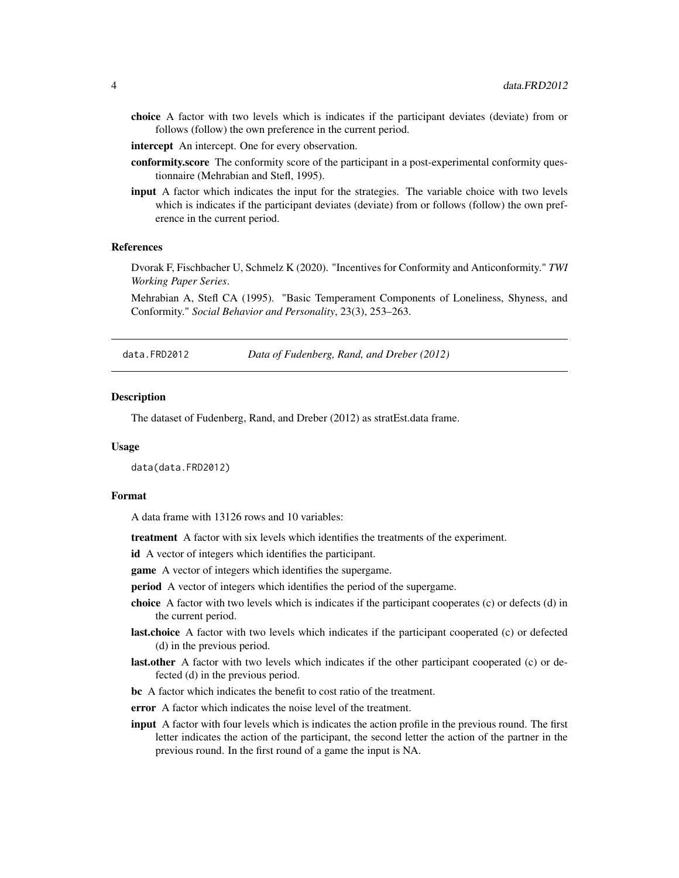**choice** A factor with two levels which is indicates if the participant deviates (deviate) from or follows (follow) the own preference in the current period.

**intercept** An intercept. One for every observation.

**conformity.score** The conformity score of the participant in a post-experimental conformity questionnaire (Mehrabian and Stefl, 1995).

**input** A factor which indicates the input for the strategies. The variable choice with two levels which is indicates if the participant deviates (deviate) from or follows (follow) the own preference in the current period.

### References

Dvorak F, Fischbacher U, Schmelz K (2020). "Incentives for Conformity and Anticonformity." *TWI Working Paper Series*.

Mehrabian A, Stefl CA (1995). "Basic Temperament Components of Loneliness, Shyness, and Conformity." *Social Behavior and Personality*, 23(3), 253–263.

---

## data.FRD2012 — *Data of Fudenberg, Rand, and Dreber (2012)*

### Description

The dataset of Fudenberg, Rand, and Dreber (2012) as stratEst.data frame.

### Usage

```
data(data.FRD2012)
```

### Format

A data frame with 13126 rows and 10 variables:

**treatment** A factor with six levels which identifies the treatments of the experiment.

**id** A vector of integers which identifies the participant.

**game** A vector of integers which identifies the supergame.

**period** A vector of integers which identifies the period of the supergame.

**choice** A factor with two levels which is indicates if the participant cooperates (c) or defects (d) in the current period.

**last.choice** A factor with two levels which indicates if the participant cooperated (c) or defected (d) in the previous period.

**last.other** A factor with two levels which indicates if the other participant cooperated (c) or defected (d) in the previous period.

**bc** A factor which indicates the benefit to cost ratio of the treatment.

**error** A factor which indicates the noise level of the treatment.

**input** A factor with four levels which is indicates the action profile in the previous round. The first letter indicates the action of the participant, the second letter the action of the partner in the previous round. In the first round of a game the input is NA.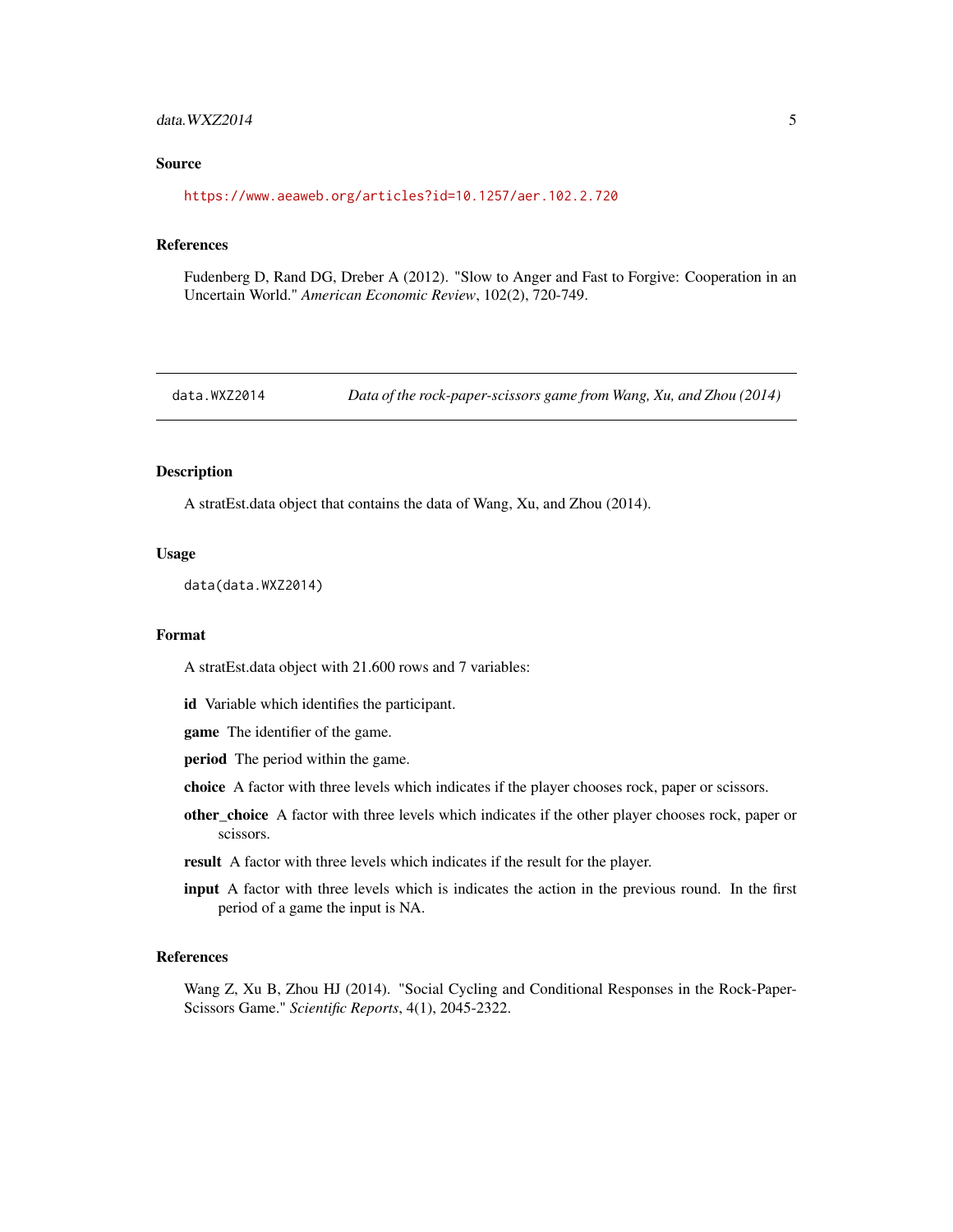### Source

https://www.aeaweb.org/articles?id=10.1257/aer.102.2.720

### References

Fudenberg D, Rand DG, Dreber A (2012). "Slow to Anger and Fast to Forgive: Cooperation in an Uncertain World." *American Economic Review*, 102(2), 720-749.

---

## data.WXZ2014 — *Data of the rock-paper-scissors game from Wang, Xu, and Zhou (2014)*

---

### Description

A stratEst.data object that contains the data of Wang, Xu, and Zhou (2014).

### Usage

```
data(data.WXZ2014)
```

### Format

A stratEst.data object with 21.600 rows and 7 variables:

- **id** Variable which identifies the participant.
- **game** The identifier of the game.
- **period** The period within the game.
- **choice** A factor with three levels which indicates if the player chooses rock, paper or scissors.
- **other_choice** A factor with three levels which indicates if the other player chooses rock, paper or scissors.
- **result** A factor with three levels which indicates if the result for the player.
- **input** A factor with three levels which is indicates the action in the previous round. In the first period of a game the input is NA.

### References

Wang Z, Xu B, Zhou HJ (2014). "Social Cycling and Conditional Responses in the Rock-Paper-Scissors Game." *Scientific Reports*, 4(1), 2045-2322.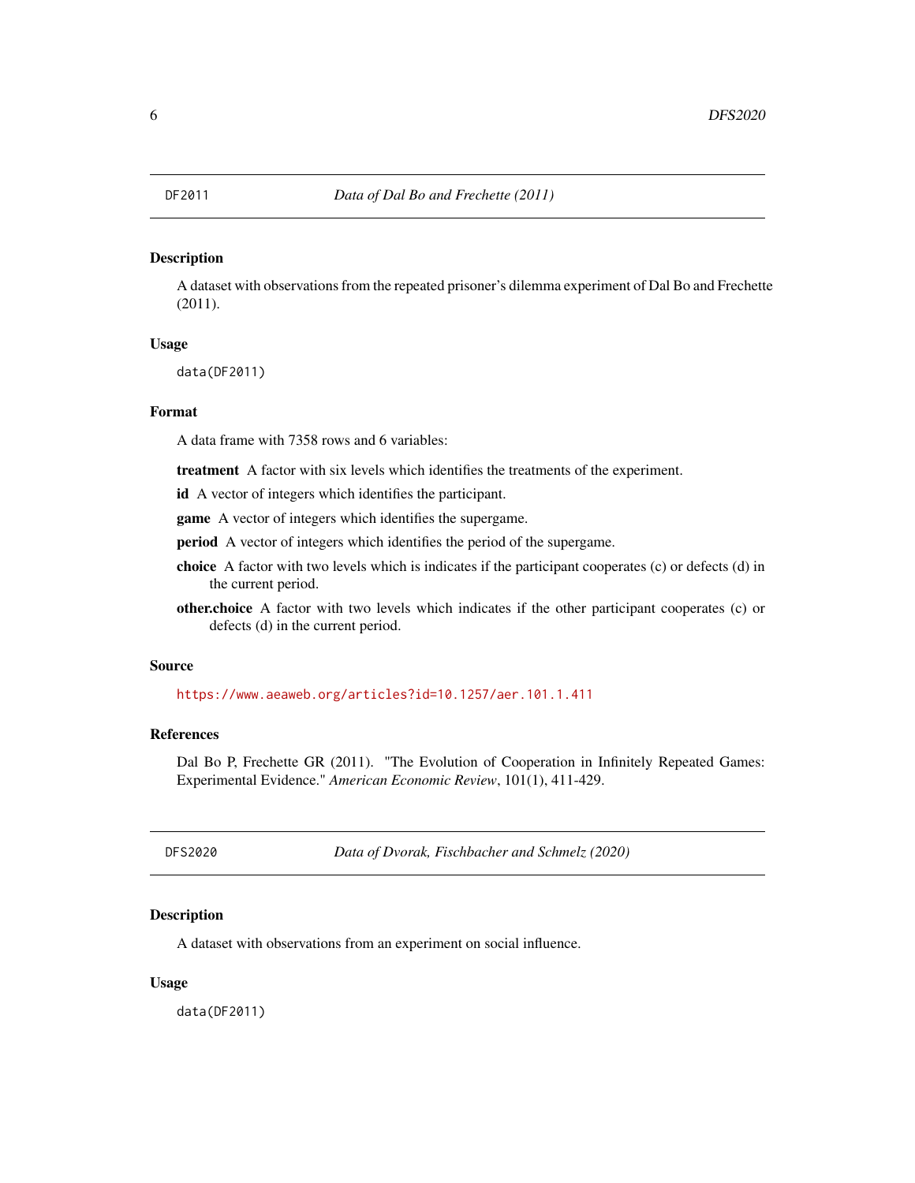## DF2011 — *Data of Dal Bo and Frechette (2011)*

### Description

A dataset with observations from the repeated prisoner's dilemma experiment of Dal Bo and Frechette (2011).

### Usage

```
data(DF2011)
```

### Format

A data frame with 7358 rows and 6 variables:

**treatment** A factor with six levels which identifies the treatments of the experiment.

**id** A vector of integers which identifies the participant.

**game** A vector of integers which identifies the supergame.

**period** A vector of integers which identifies the period of the supergame.

**choice** A factor with two levels which is indicates if the participant cooperates (c) or defects (d) in the current period.

**other.choice** A factor with two levels which indicates if the other participant cooperates (c) or defects (d) in the current period.

### Source

https://www.aeaweb.org/articles?id=10.1257/aer.101.1.411

### References

Dal Bo P, Frechette GR (2011). "The Evolution of Cooperation in Infinitely Repeated Games: Experimental Evidence." *American Economic Review*, 101(1), 411-429.

## DFS2020 — *Data of Dvorak, Fischbacher and Schmelz (2020)*

### Description

A dataset with observations from an experiment on social influence.

### Usage

```
data(DF2011)
```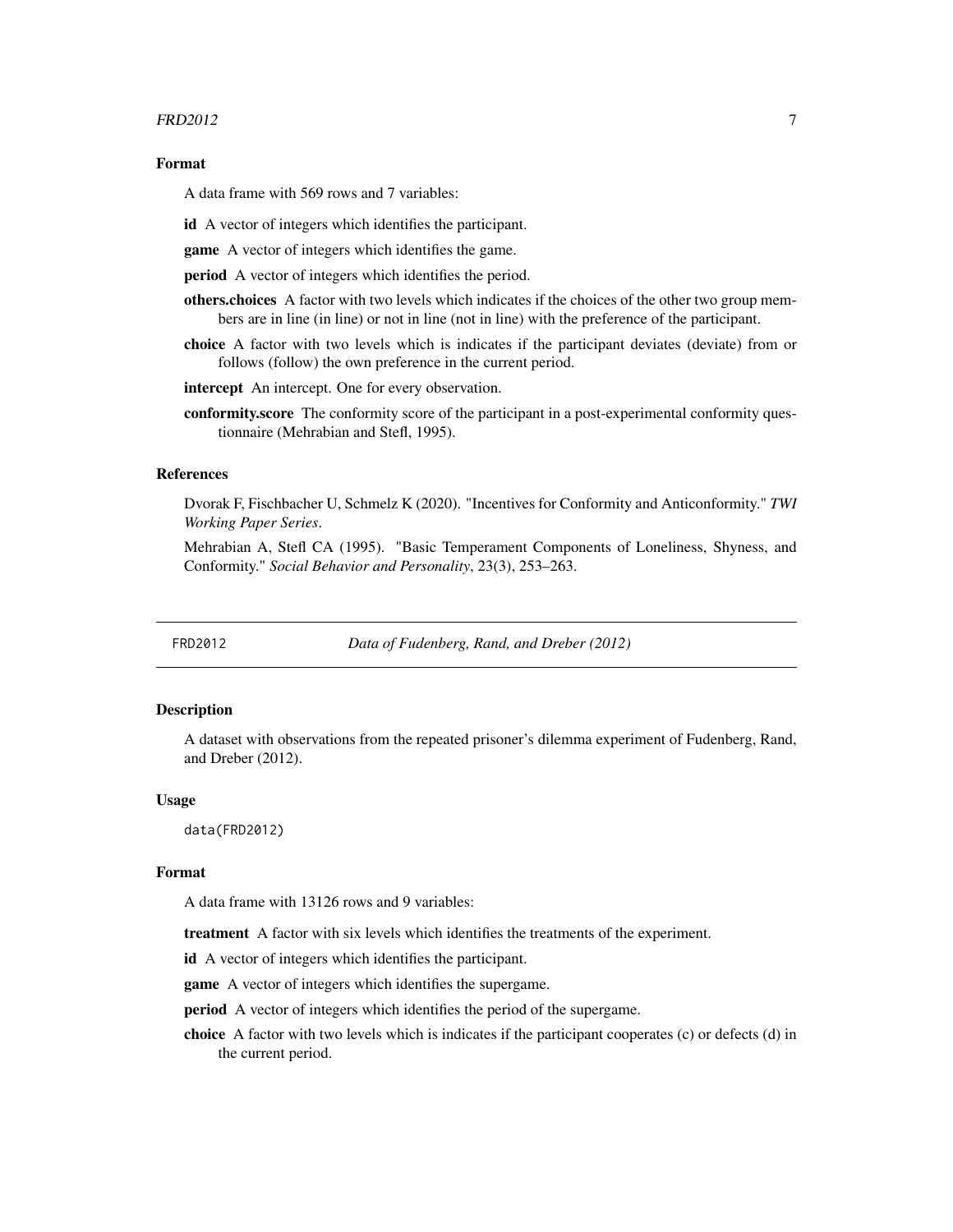### Format

A data frame with 569 rows and 7 variables:

**id** A vector of integers which identifies the participant.

**game** A vector of integers which identifies the game.

**period** A vector of integers which identifies the period.

**others.choices** A factor with two levels which indicates if the choices of the other two group members are in line (in line) or not in line (not in line) with the preference of the participant.

**choice** A factor with two levels which is indicates if the participant deviates (deviate) from or follows (follow) the own preference in the current period.

**intercept** An intercept. One for every observation.

**conformity.score** The conformity score of the participant in a post-experimental conformity questionnaire (Mehrabian and Stefl, 1995).

### References

Dvorak F, Fischbacher U, Schmelz K (2020). "Incentives for Conformity and Anticonformity." *TWI Working Paper Series*.

Mehrabian A, Stefl CA (1995). "Basic Temperament Components of Loneliness, Shyness, and Conformity." *Social Behavior and Personality*, 23(3), 253–263.

---

## FRD2012 — *Data of Fudenberg, Rand, and Dreber (2012)*

### Description

A dataset with observations from the repeated prisoner's dilemma experiment of Fudenberg, Rand, and Dreber (2012).

### Usage

```
data(FRD2012)
```

### Format

A data frame with 13126 rows and 9 variables:

**treatment** A factor with six levels which identifies the treatments of the experiment.

**id** A vector of integers which identifies the participant.

**game** A vector of integers which identifies the supergame.

**period** A vector of integers which identifies the period of the supergame.

**choice** A factor with two levels which is indicates if the participant cooperates (c) or defects (d) in the current period.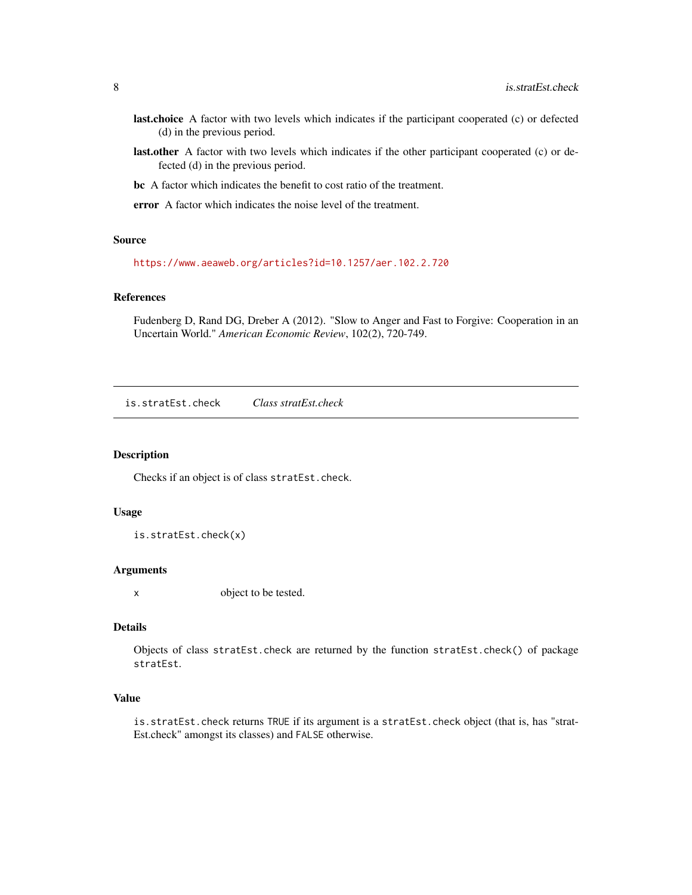**last.choice** A factor with two levels which indicates if the participant cooperated (c) or defected (d) in the previous period.

**last.other** A factor with two levels which indicates if the other participant cooperated (c) or defected (d) in the previous period.

**bc** A factor which indicates the benefit to cost ratio of the treatment.

**error** A factor which indicates the noise level of the treatment.

### Source

https://www.aeaweb.org/articles?id=10.1257/aer.102.2.720

### References

Fudenberg D, Rand DG, Dreber A (2012). "Slow to Anger and Fast to Forgive: Cooperation in an Uncertain World." *American Economic Review*, 102(2), 720-749.

---

## is.stratEst.check — *Class stratEst.check*

### Description

Checks if an object is of class `stratEst.check`.

### Usage

```
is.stratEst.check(x)
```

### Arguments

| | |
|---|---|
| `x` | object to be tested. |

### Details

Objects of class `stratEst.check` are returned by the function `stratEst.check()` of package `stratEst`.

### Value

`is.stratEst.check` returns `TRUE` if its argument is a `stratEst.check` object (that is, has "stratEst.check" amongst its classes) and `FALSE` otherwise.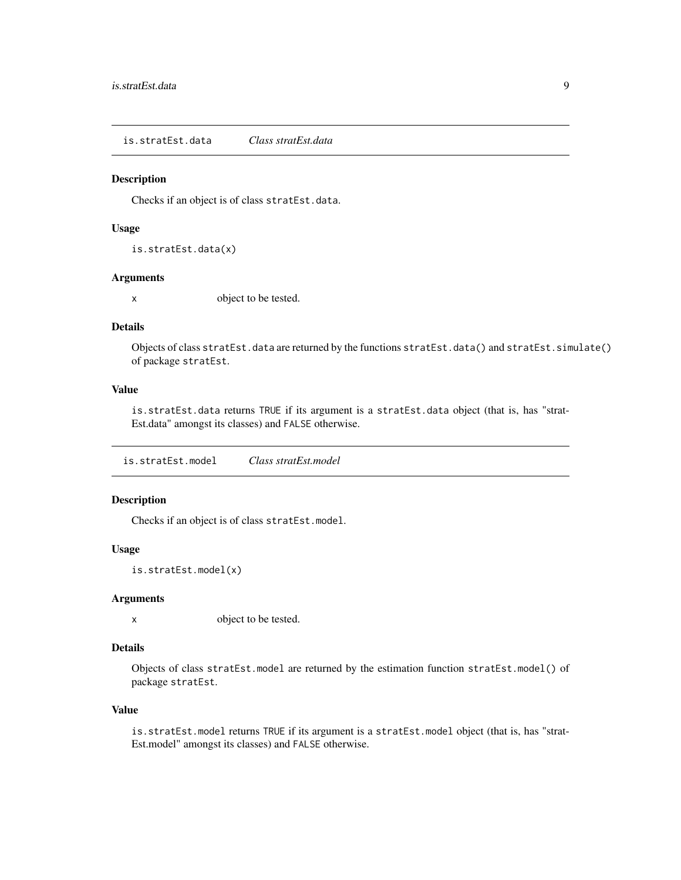## is.stratEst.data *Class stratEst.data*

### Description

Checks if an object is of class `stratEst.data`.

### Usage

```
is.stratEst.data(x)
```

### Arguments

| | |
|---|---|
| x | object to be tested. |

### Details

Objects of class `stratEst.data` are returned by the functions `stratEst.data()` and `stratEst.simulate()` of package `stratEst`.

### Value

`is.stratEst.data` returns `TRUE` if its argument is a `stratEst.data` object (that is, has "stratEst.data" amongst its classes) and `FALSE` otherwise.

## is.stratEst.model *Class stratEst.model*

### Description

Checks if an object is of class `stratEst.model`.

### Usage

```
is.stratEst.model(x)
```

### Arguments

| | |
|---|---|
| x | object to be tested. |

### Details

Objects of class `stratEst.model` are returned by the estimation function `stratEst.model()` of package `stratEst`.

### Value

`is.stratEst.model` returns `TRUE` if its argument is a `stratEst.model` object (that is, has "stratEst.model" amongst its classes) and `FALSE` otherwise.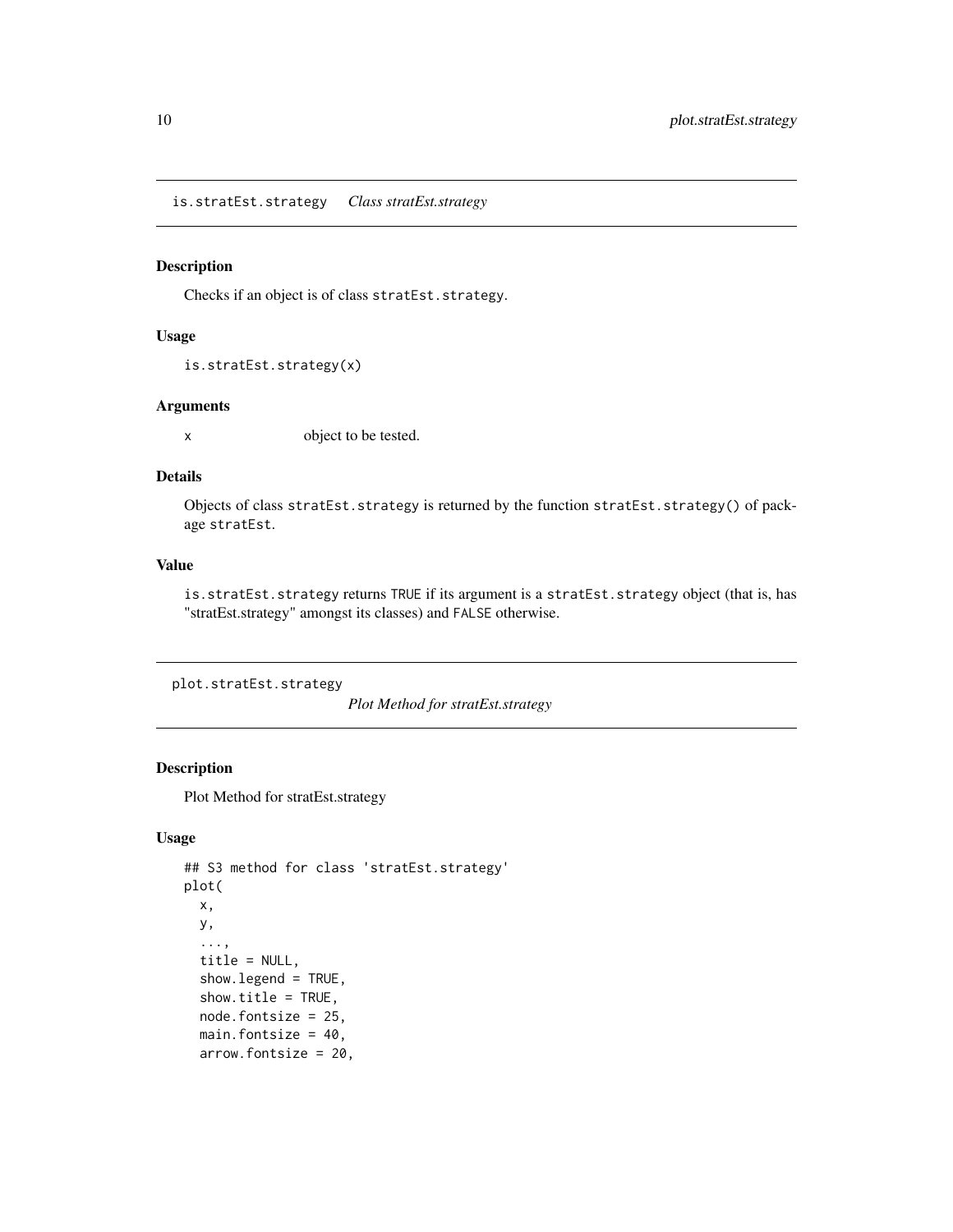## is.stratEst.strategy *Class stratEst.strategy*

### Description

Checks if an object is of class `stratEst.strategy`.

### Usage

```
is.stratEst.strategy(x)
```

### Arguments

| | |
|---|---|
| x | object to be tested. |

### Details

Objects of class `stratEst.strategy` is returned by the function `stratEst.strategy()` of package `stratEst`.

### Value

`is.stratEst.strategy` returns `TRUE` if its argument is a `stratEst.strategy` object (that is, has "stratEst.strategy" amongst its classes) and `FALSE` otherwise.

## plot.stratEst.strategy *Plot Method for stratEst.strategy*

### Description

Plot Method for stratEst.strategy

### Usage

```
## S3 method for class 'stratEst.strategy'
plot(
  x,
  y,
  ...,
  title = NULL,
  show.legend = TRUE,
  show.title = TRUE,
  node.fontsize = 25,
  main.fontsize = 40,
  arrow.fontsize = 20,
```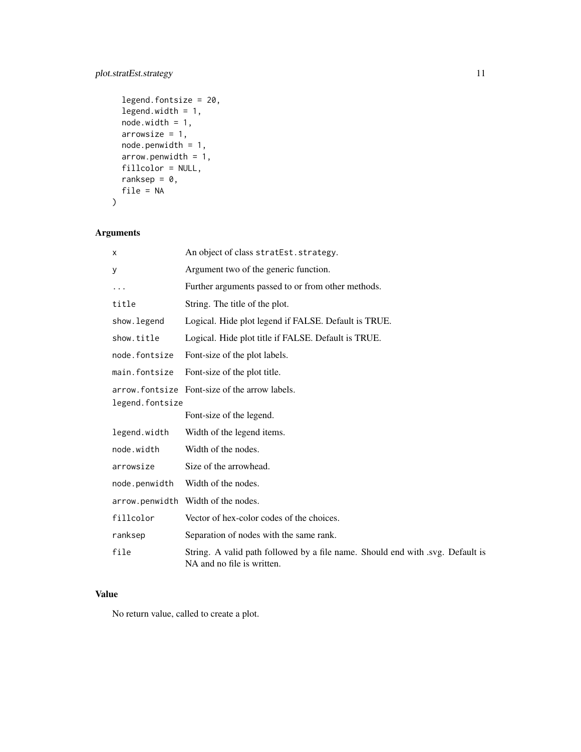```
  legend.fontsize = 20,
  legend.width = 1,
  node.width = 1,
  arrowsize = 1,
  node.penwidth = 1,
  arrow.penwidth = 1,
  fillcolor = NULL,
  ranksep = 0,
  file = NA
)
```

## Arguments

| | |
|---|---|
| `x` | An object of class `stratEst.strategy`. |
| `y` | Argument two of the generic function. |
| `...` | Further arguments passed to or from other methods. |
| `title` | String. The title of the plot. |
| `show.legend` | Logical. Hide plot legend if FALSE. Default is TRUE. |
| `show.title` | Logical. Hide plot title if FALSE. Default is TRUE. |
| `node.fontsize` | Font-size of the plot labels. |
| `main.fontsize` | Font-size of the plot title. |
| `arrow.fontsize` | Font-size of the arrow labels. |
| `legend.fontsize` | Font-size of the legend. |
| `legend.width` | Width of the legend items. |
| `node.width` | Width of the nodes. |
| `arrowsize` | Size of the arrowhead. |
| `node.penwidth` | Width of the nodes. |
| `arrow.penwidth` | Width of the nodes. |
| `fillcolor` | Vector of hex-color codes of the choices. |
| `ranksep` | Separation of nodes with the same rank. |
| `file` | String. A valid path followed by a file name. Should end with .svg. Default is NA and no file is written. |

## Value

No return value, called to create a plot.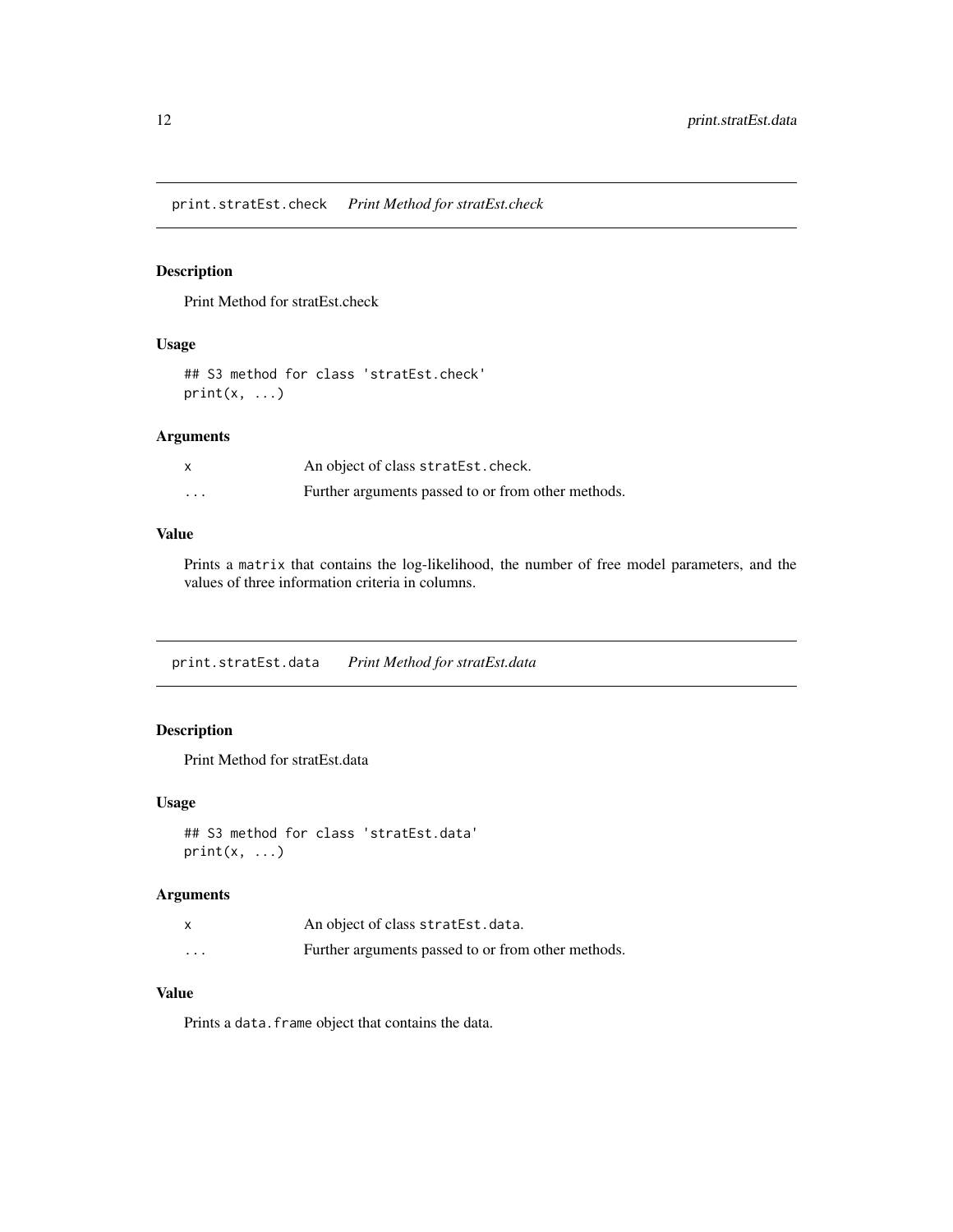## print.stratEst.check — *Print Method for stratEst.check*

### Description

Print Method for stratEst.check

### Usage

```
## S3 method for class 'stratEst.check'
print(x, ...)
```

### Arguments

| | |
|---|---|
| `x` | An object of class `stratEst.check`. |
| `...` | Further arguments passed to or from other methods. |

### Value

Prints a `matrix` that contains the log-likelihood, the number of free model parameters, and the values of three information criteria in columns.

## print.stratEst.data — *Print Method for stratEst.data*

### Description

Print Method for stratEst.data

### Usage

```
## S3 method for class 'stratEst.data'
print(x, ...)
```

### Arguments

| | |
|---|---|
| `x` | An object of class `stratEst.data`. |
| `...` | Further arguments passed to or from other methods. |

### Value

Prints a `data.frame` object that contains the data.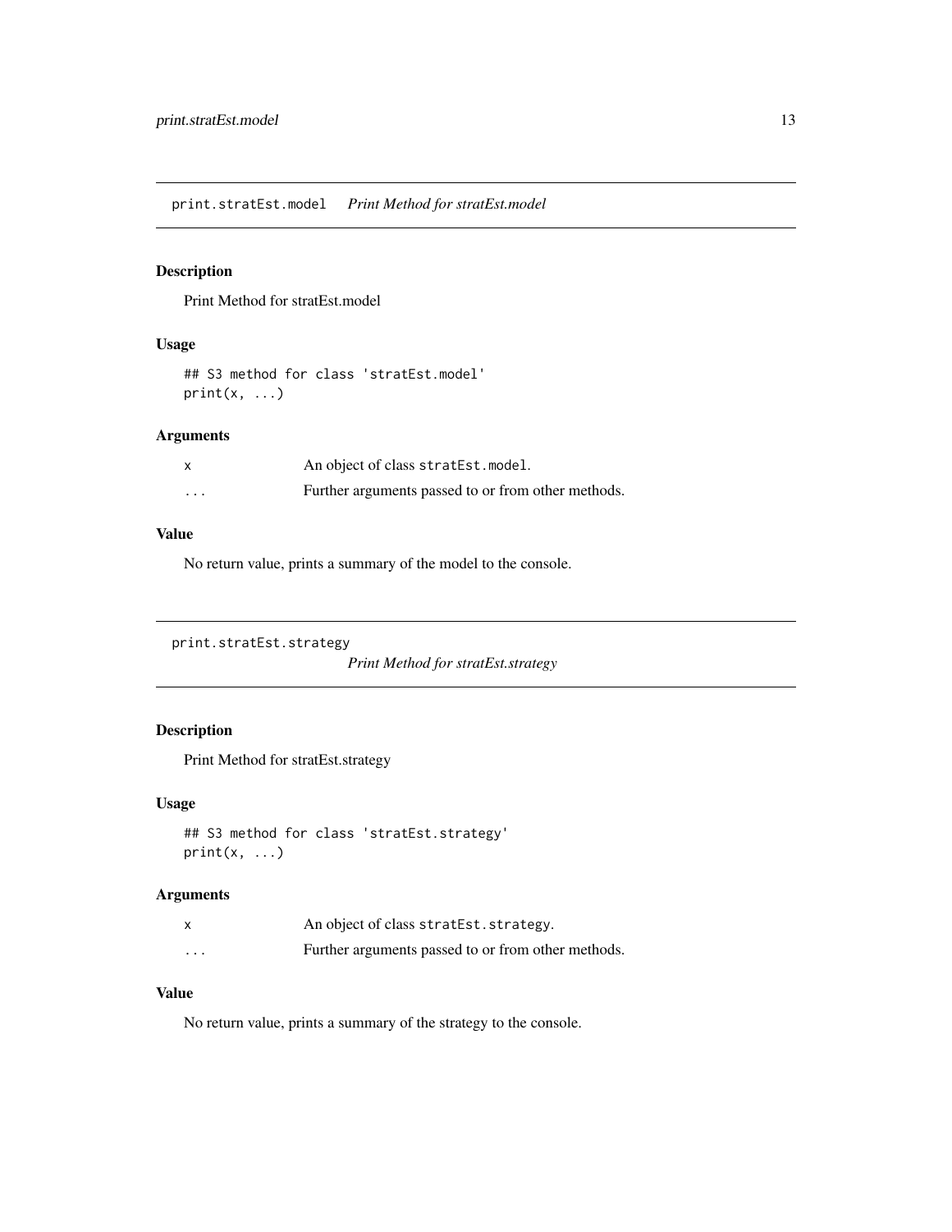## print.stratEst.model *Print Method for stratEst.model*

### Description

Print Method for stratEst.model

### Usage

```
## S3 method for class 'stratEst.model'
print(x, ...)
```

### Arguments

| | |
|---|---|
| x | An object of class `stratEst.model`. |
| ... | Further arguments passed to or from other methods. |

### Value

No return value, prints a summary of the model to the console.

## print.stratEst.strategy *Print Method for stratEst.strategy*

### Description

Print Method for stratEst.strategy

### Usage

```
## S3 method for class 'stratEst.strategy'
print(x, ...)
```

### Arguments

| | |
|---|---|
| x | An object of class `stratEst.strategy`. |
| ... | Further arguments passed to or from other methods. |

### Value

No return value, prints a summary of the strategy to the console.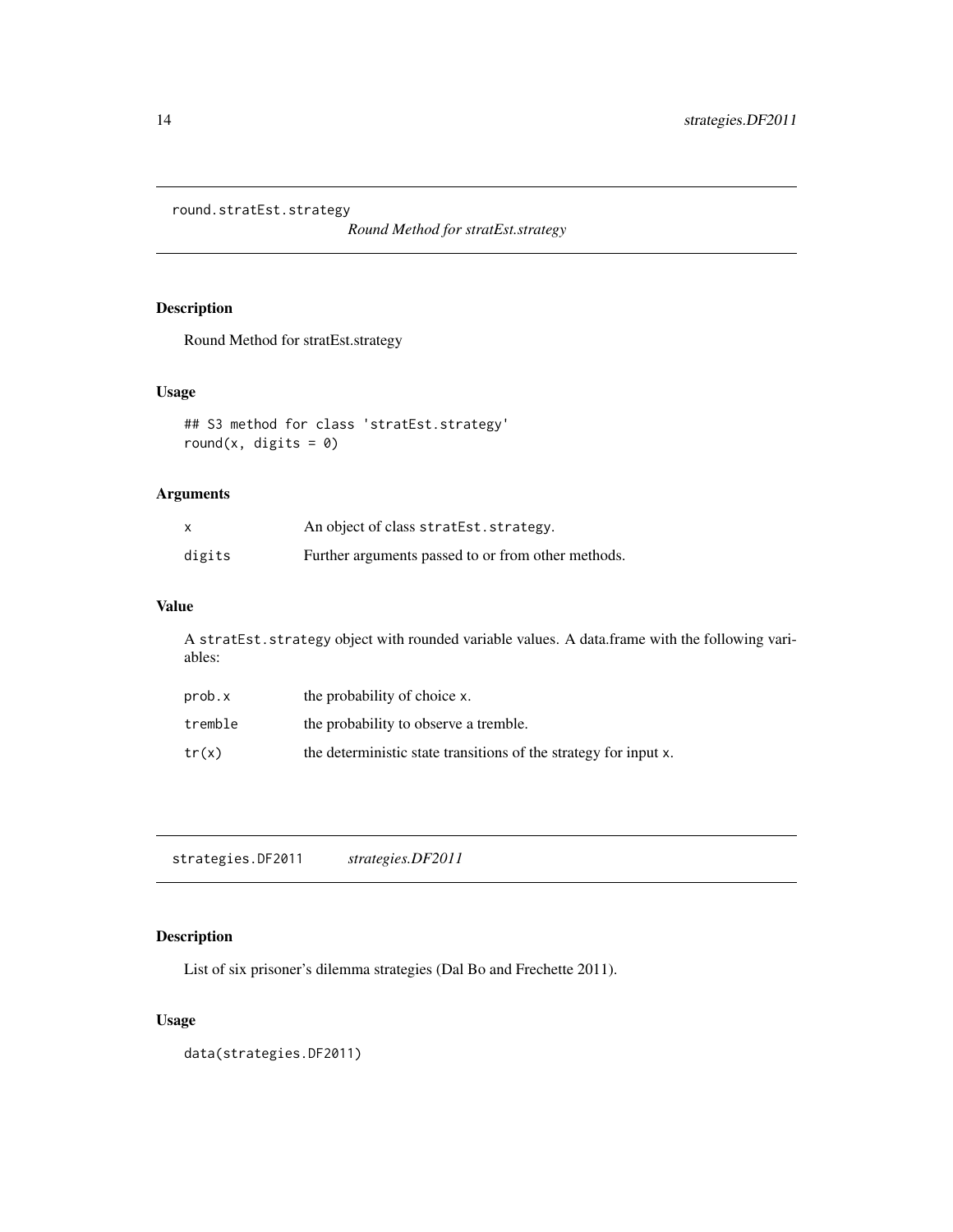## round.stratEst.strategy

*Round Method for stratEst.strategy*

### Description

Round Method for stratEst.strategy

### Usage

```
## S3 method for class 'stratEst.strategy'
round(x, digits = 0)
```

### Arguments

| | |
|---|---|
| x | An object of class stratEst.strategy. |
| digits | Further arguments passed to or from other methods. |

### Value

A stratEst.strategy object with rounded variable values. A data.frame with the following variables:

| | |
|---|---|
| prob.x | the probability of choice x. |
| tremble | the probability to observe a tremble. |
| tr(x) | the deterministic state transitions of the strategy for input x. |

## strategies.DF2011

*strategies.DF2011*

### Description

List of six prisoner's dilemma strategies (Dal Bo and Frechette 2011).

### Usage

```
data(strategies.DF2011)
```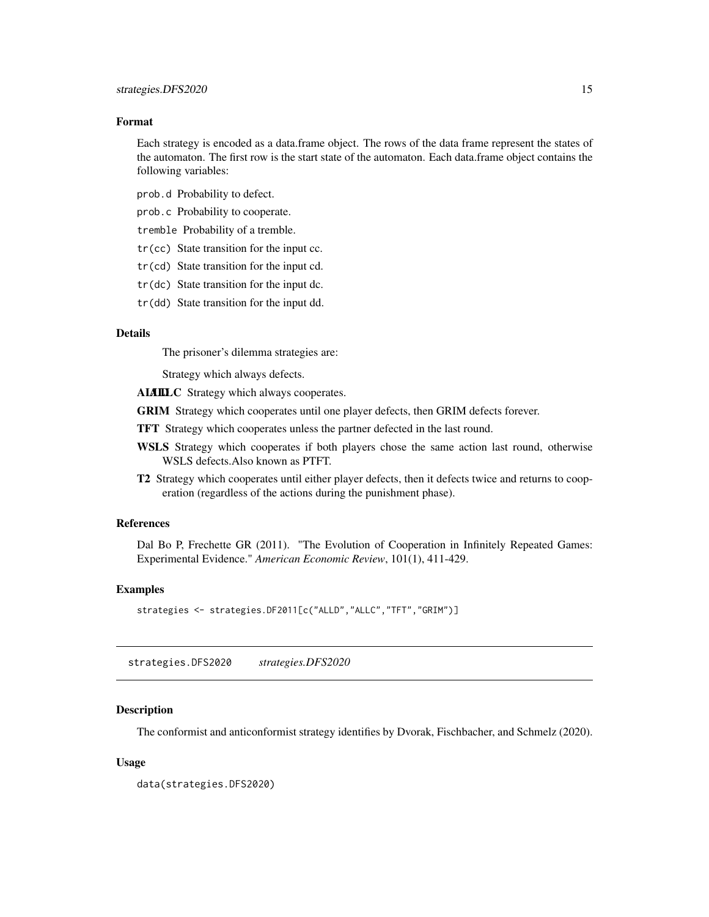### Format

Each strategy is encoded as a data.frame object. The rows of the data frame represent the states of the automaton. The first row is the start state of the automaton. Each data.frame object contains the following variables:

`prob.d` Probability to defect.

`prob.c` Probability to cooperate.

`tremble` Probability of a tremble.

`tr(cc)` State transition for the input cc.

`tr(cd)` State transition for the input cd.

`tr(dc)` State transition for the input dc.

`tr(dd)` State transition for the input dd.

### Details

The prisoner's dilemma strategies are:

Strategy which always defects.

**ALALLLC** Strategy which always cooperates.

**GRIM** Strategy which cooperates until one player defects, then GRIM defects forever.

**TFT** Strategy which cooperates unless the partner defected in the last round.

**WSLS** Strategy which cooperates if both players chose the same action last round, otherwise WSLS defects.Also known as PTFT.

**T2** Strategy which cooperates until either player defects, then it defects twice and returns to cooperation (regardless of the actions during the punishment phase).

### References

Dal Bo P, Frechette GR (2011). "The Evolution of Cooperation in Infinitely Repeated Games: Experimental Evidence." *American Economic Review*, 101(1), 411-429.

### Examples

```
strategies <- strategies.DF2011[c("ALLD","ALLC","TFT","GRIM")]
```

---

## strategies.DFS2020 *strategies.DFS2020*

### Description

The conformist and anticonformist strategy identifies by Dvorak, Fischbacher, and Schmelz (2020).

### Usage

```
data(strategies.DFS2020)
```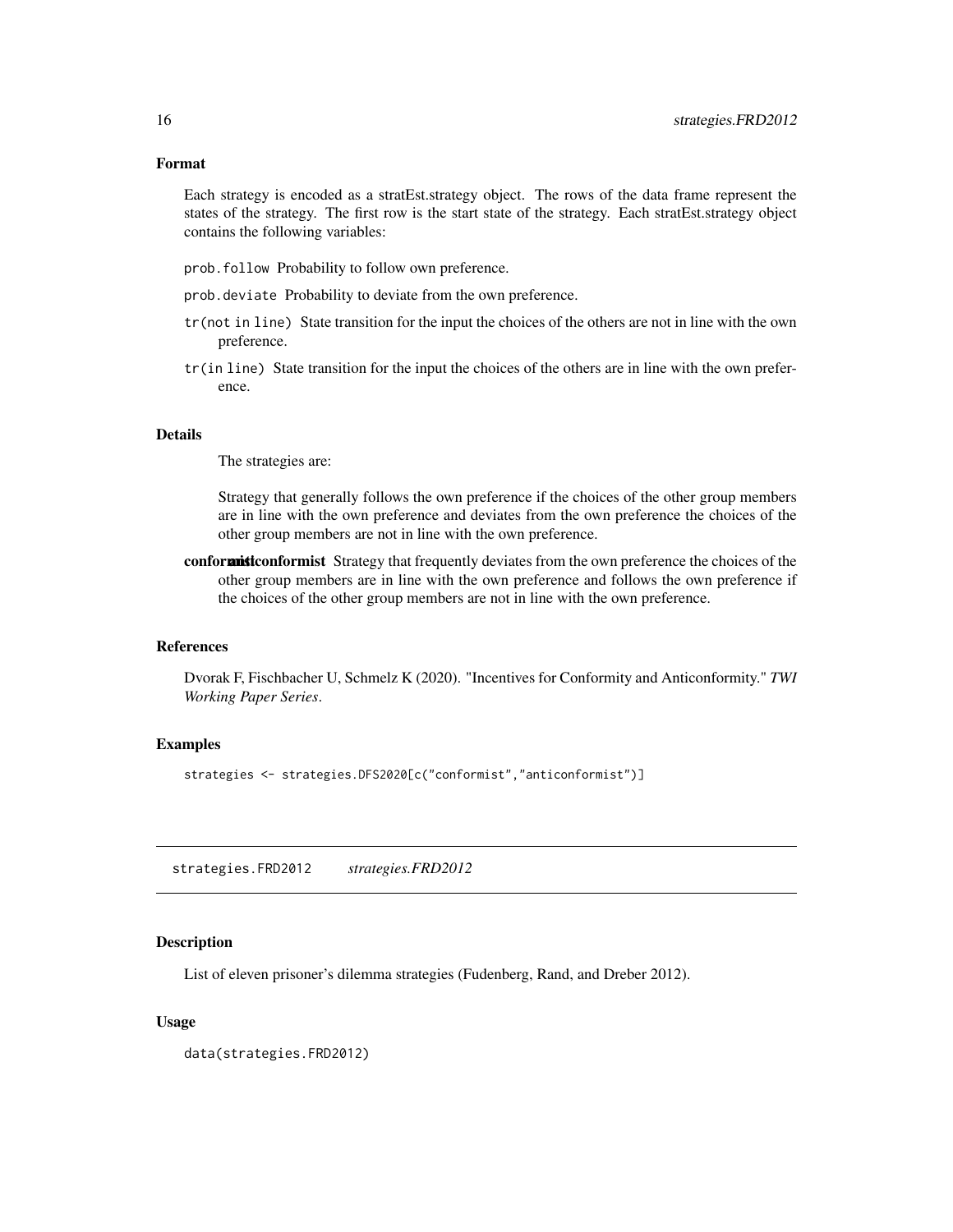### Format

Each strategy is encoded as a stratEst.strategy object. The rows of the data frame represent the states of the strategy. The first row is the start state of the strategy. Each stratEst.strategy object contains the following variables:

- `prob.follow` Probability to follow own preference.
- `prob.deviate` Probability to deviate from the own preference.
- `tr(not in line)` State transition for the input the choices of the others are not in line with the own preference.
- `tr(in line)` State transition for the input the choices of the others are in line with the own preference.

### Details

The strategies are:

Strategy that generally follows the own preference if the choices of the other group members are in line with the own preference and deviates from the own preference the choices of the other group members are not in line with the own preference.

**conformistanticonformist** Strategy that frequently deviates from the own preference the choices of the other group members are in line with the own preference and follows the own preference if the choices of the other group members are not in line with the own preference.

### References

Dvorak F, Fischbacher U, Schmelz K (2020). "Incentives for Conformity and Anticonformity." *TWI Working Paper Series*.

### Examples

```
strategies <- strategies.DFS2020[c("conformist","anticonformist")]
```

---

## strategies.FRD2012 *strategies.FRD2012*

### Description

List of eleven prisoner's dilemma strategies (Fudenberg, Rand, and Dreber 2012).

### Usage

```
data(strategies.FRD2012)
```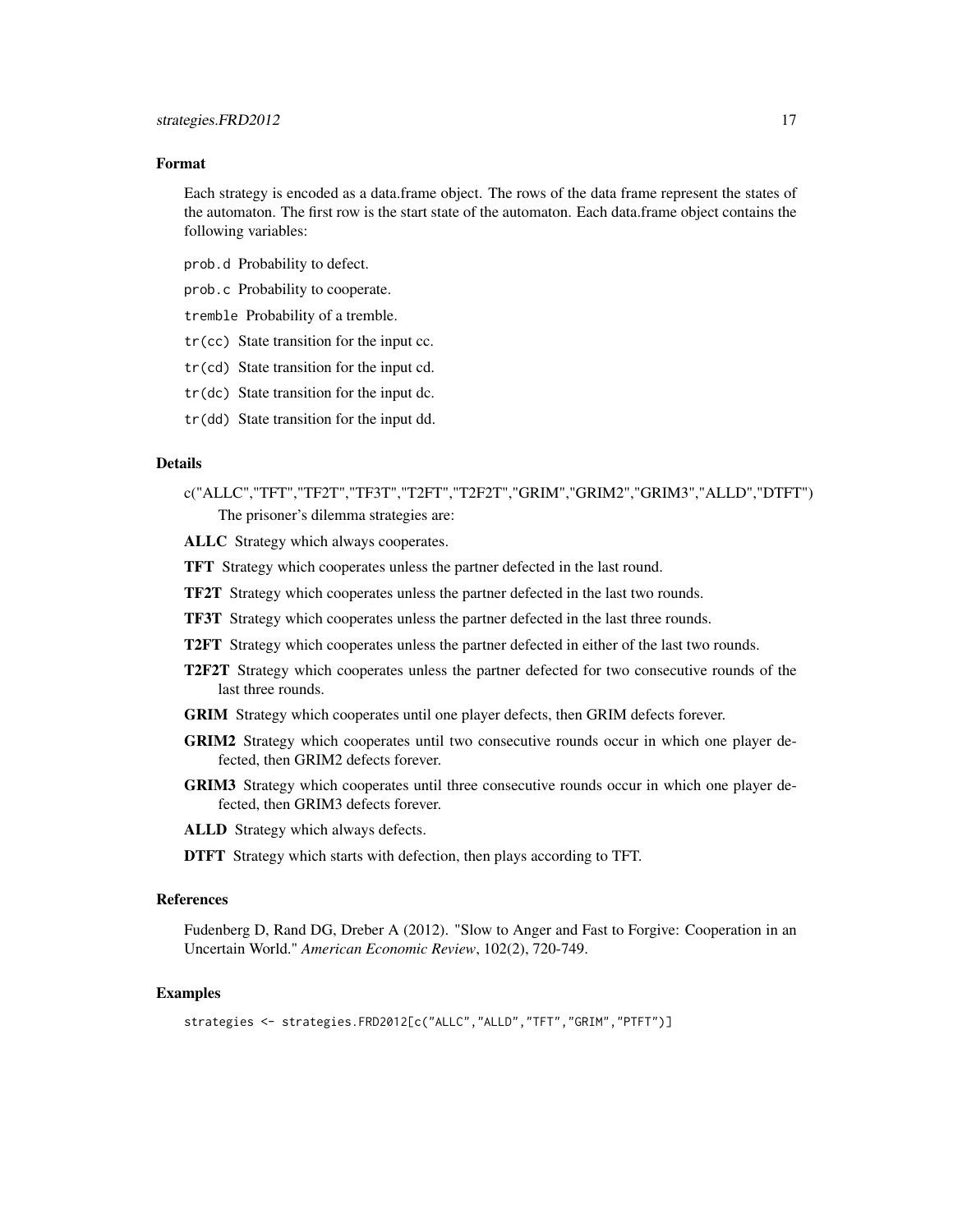### Format

Each strategy is encoded as a data.frame object. The rows of the data frame represent the states of the automaton. The first row is the start state of the automaton. Each data.frame object contains the following variables:

`prob.d` Probability to defect.

`prob.c` Probability to cooperate.

`tremble` Probability of a tremble.

`tr(cc)` State transition for the input cc.

`tr(cd)` State transition for the input cd.

`tr(dc)` State transition for the input dc.

`tr(dd)` State transition for the input dd.

### Details

c("ALLC","TFT","TF2T","TF3T","T2FT","T2F2T","GRIM","GRIM2","GRIM3","ALLD","DTFT")
The prisoner's dilemma strategies are:

**ALLC** Strategy which always cooperates.

**TFT** Strategy which cooperates unless the partner defected in the last round.

**TF2T** Strategy which cooperates unless the partner defected in the last two rounds.

**TF3T** Strategy which cooperates unless the partner defected in the last three rounds.

**T2FT** Strategy which cooperates unless the partner defected in either of the last two rounds.

**T2F2T** Strategy which cooperates unless the partner defected for two consecutive rounds of the last three rounds.

**GRIM** Strategy which cooperates until one player defects, then GRIM defects forever.

**GRIM2** Strategy which cooperates until two consecutive rounds occur in which one player defected, then GRIM2 defects forever.

**GRIM3** Strategy which cooperates until three consecutive rounds occur in which one player defected, then GRIM3 defects forever.

**ALLD** Strategy which always defects.

**DTFT** Strategy which starts with defection, then plays according to TFT.

### References

Fudenberg D, Rand DG, Dreber A (2012). "Slow to Anger and Fast to Forgive: Cooperation in an Uncertain World." *American Economic Review*, 102(2), 720-749.

### Examples

```
strategies <- strategies.FRD2012[c("ALLC","ALLD","TFT","GRIM","PTFT")]
```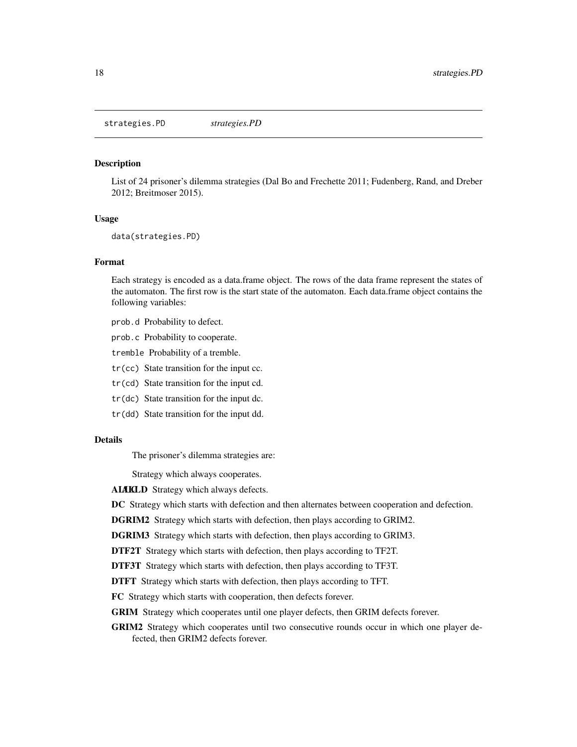strategies.PD *strategies.PD*

## Description

List of 24 prisoner's dilemma strategies (Dal Bo and Frechette 2011; Fudenberg, Rand, and Dreber 2012; Breitmoser 2015).

## Usage

```
data(strategies.PD)
```

## Format

Each strategy is encoded as a data.frame object. The rows of the data frame represent the states of the automaton. The first row is the start state of the automaton. Each data.frame object contains the following variables:

`prob.d` Probability to defect.

`prob.c` Probability to cooperate.

`tremble` Probability of a tremble.

`tr(cc)` State transition for the input cc.

`tr(cd)` State transition for the input cd.

`tr(dc)` State transition for the input dc.

`tr(dd)` State transition for the input dd.

## Details

The prisoner's dilemma strategies are:

Strategy which always cooperates.

**ALLC ALLD** Strategy which always defects.

**DC** Strategy which starts with defection and then alternates between cooperation and defection.

**DGRIM2** Strategy which starts with defection, then plays according to GRIM2.

**DGRIM3** Strategy which starts with defection, then plays according to GRIM3.

**DTF2T** Strategy which starts with defection, then plays according to TF2T.

**DTF3T** Strategy which starts with defection, then plays according to TF3T.

**DTFT** Strategy which starts with defection, then plays according to TFT.

**FC** Strategy which starts with cooperation, then defects forever.

**GRIM** Strategy which cooperates until one player defects, then GRIM defects forever.

**GRIM2** Strategy which cooperates until two consecutive rounds occur in which one player defected, then GRIM2 defects forever.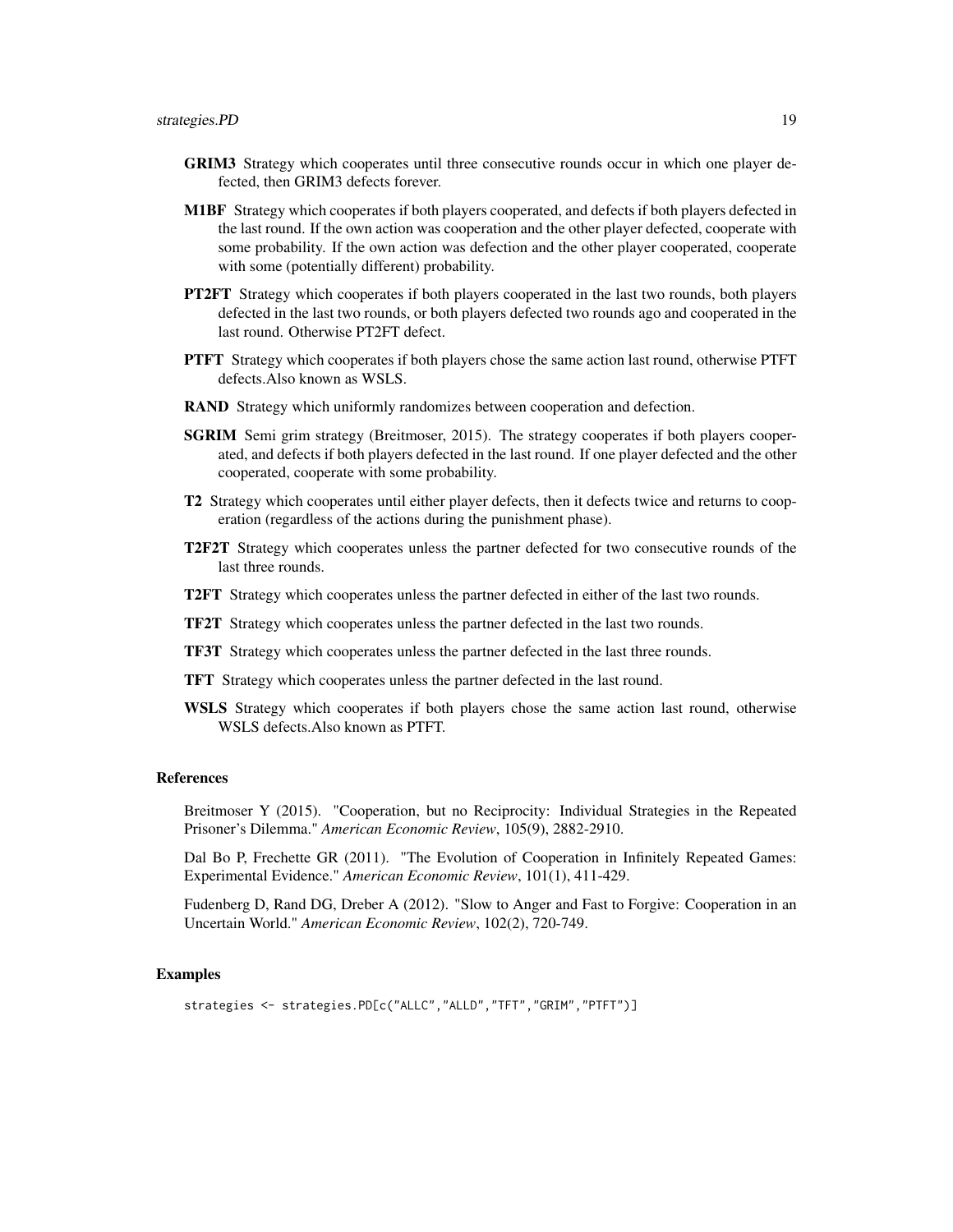**GRIM3** Strategy which cooperates until three consecutive rounds occur in which one player defected, then GRIM3 defects forever.

**M1BF** Strategy which cooperates if both players cooperated, and defects if both players defected in the last round. If the own action was cooperation and the other player defected, cooperate with some probability. If the own action was defection and the other player cooperated, cooperate with some (potentially different) probability.

**PT2FT** Strategy which cooperates if both players cooperated in the last two rounds, both players defected in the last two rounds, or both players defected two rounds ago and cooperated in the last round. Otherwise PT2FT defect.

**PTFT** Strategy which cooperates if both players chose the same action last round, otherwise PTFT defects.Also known as WSLS.

**RAND** Strategy which uniformly randomizes between cooperation and defection.

**SGRIM** Semi grim strategy (Breitmoser, 2015). The strategy cooperates if both players cooperated, and defects if both players defected in the last round. If one player defected and the other cooperated, cooperate with some probability.

**T2** Strategy which cooperates until either player defects, then it defects twice and returns to cooperation (regardless of the actions during the punishment phase).

**T2F2T** Strategy which cooperates unless the partner defected for two consecutive rounds of the last three rounds.

**T2FT** Strategy which cooperates unless the partner defected in either of the last two rounds.

**TF2T** Strategy which cooperates unless the partner defected in the last two rounds.

**TF3T** Strategy which cooperates unless the partner defected in the last three rounds.

**TFT** Strategy which cooperates unless the partner defected in the last round.

**WSLS** Strategy which cooperates if both players chose the same action last round, otherwise WSLS defects.Also known as PTFT.

### References

Breitmoser Y (2015). "Cooperation, but no Reciprocity: Individual Strategies in the Repeated Prisoner's Dilemma." *American Economic Review*, 105(9), 2882-2910.

Dal Bo P, Frechette GR (2011). "The Evolution of Cooperation in Infinitely Repeated Games: Experimental Evidence." *American Economic Review*, 101(1), 411-429.

Fudenberg D, Rand DG, Dreber A (2012). "Slow to Anger and Fast to Forgive: Cooperation in an Uncertain World." *American Economic Review*, 102(2), 720-749.

### Examples

```
strategies <- strategies.PD[c("ALLC","ALLD","TFT","GRIM","PTFT")]
```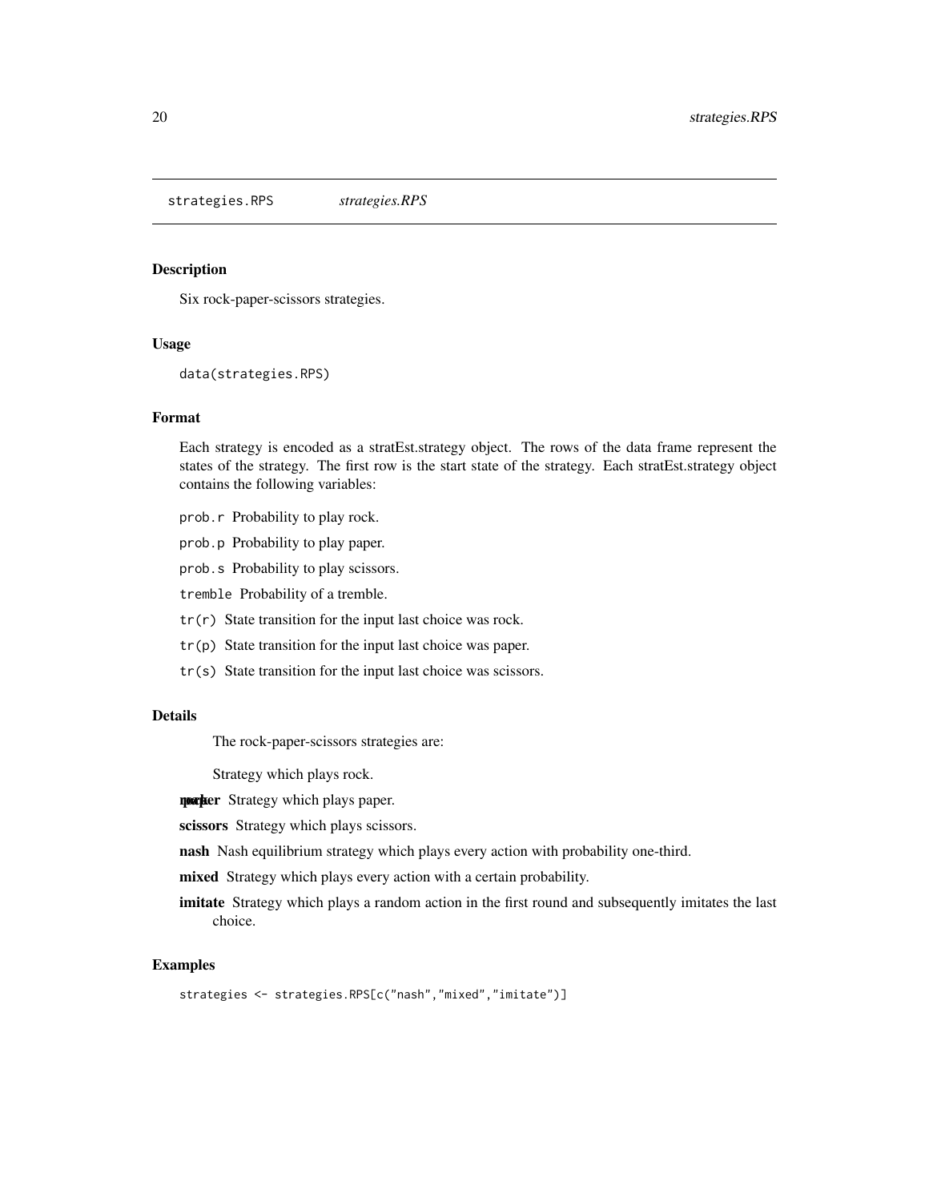strategies.RPS *strategies.RPS*

### Description

Six rock-paper-scissors strategies.

### Usage

```
data(strategies.RPS)
```

### Format

Each strategy is encoded as a stratEst.strategy object. The rows of the data frame represent the states of the strategy. The first row is the start state of the strategy. Each stratEst.strategy object contains the following variables:

- `prob.r` Probability to play rock.
- `prob.p` Probability to play paper.
- `prob.s` Probability to play scissors.
- `tremble` Probability of a tremble.
- `tr(r)` State transition for the input last choice was rock.
- `tr(p)` State transition for the input last choice was paper.
- `tr(s)` State transition for the input last choice was scissors.

### Details

The rock-paper-scissors strategies are:

Strategy which plays rock.

**paper** Strategy which plays paper.

**scissors** Strategy which plays scissors.

**nash** Nash equilibrium strategy which plays every action with probability one-third.

**mixed** Strategy which plays every action with a certain probability.

**imitate** Strategy which plays a random action in the first round and subsequently imitates the last choice.

### Examples

```
strategies <- strategies.RPS[c("nash","mixed","imitate")]
```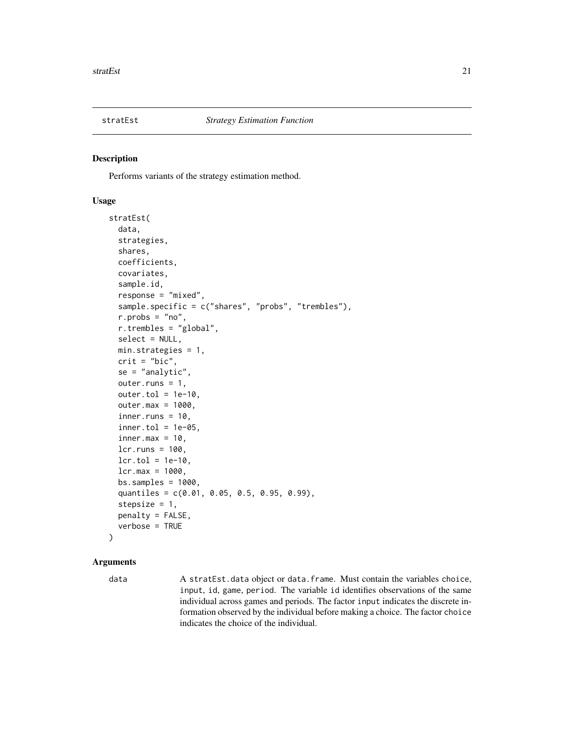## stratEst *Strategy Estimation Function*

### Description

Performs variants of the strategy estimation method.

### Usage

```
stratEst(
  data,
  strategies,
  shares,
  coefficients,
  covariates,
  sample.id,
  response = "mixed",
  sample.specific = c("shares", "probs", "trembles"),
  r.probs = "no",
  r.trembles = "global",
  select = NULL,
  min.strategies = 1,
  crit = "bic",
  se = "analytic",
  outer.runs = 1,
  outer.tol = 1e-10,
  outer.max = 1000,
  inner.runs = 10,
  inner.tol = 1e-05,
  inner.max = 10,
  lcr.runs = 100,
  lcr.tol = 1e-10,
  lcr.max = 1000,
  bs.samples = 1000,
  quantiles = c(0.01, 0.05, 0.5, 0.95, 0.99),
  stepsize = 1,
  penalty = FALSE,
  verbose = TRUE
)
```

### Arguments

data A `stratEst.data` object or `data.frame`. Must contain the variables `choice`, `input`, `id`, `game`, `period`. The variable `id` identifies observations of the same individual across games and periods. The factor `input` indicates the discrete information observed by the individual before making a choice. The factor `choice` indicates the choice of the individual.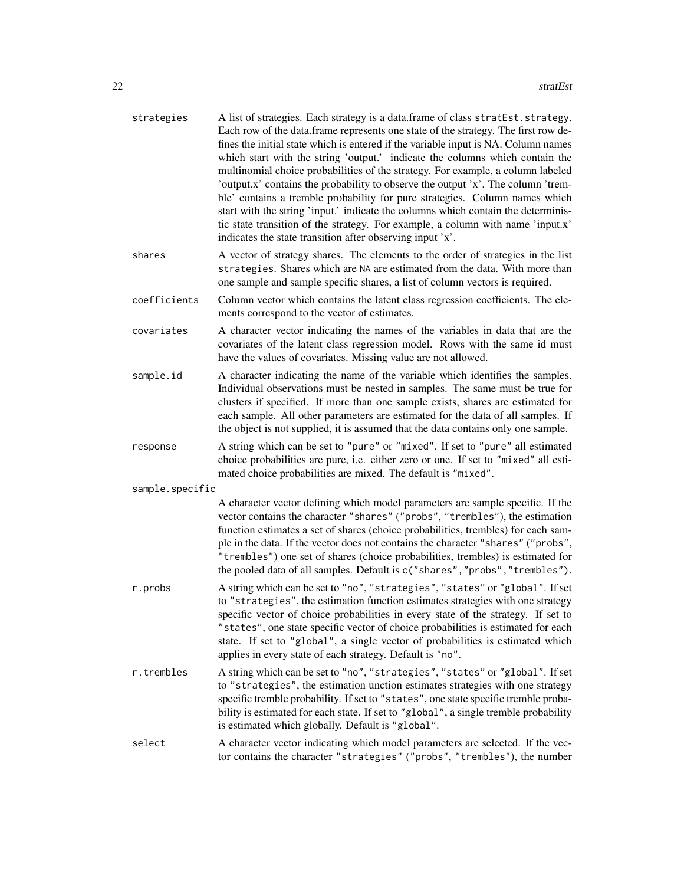`strategies` A list of strategies. Each strategy is a data.frame of class `stratEst.strategy`. Each row of the data.frame represents one state of the strategy. The first row defines the initial state which is entered if the variable input is NA. Column names which start with the string 'output.' indicate the columns which contain the multinomial choice probabilities of the strategy. For example, a column labeled 'output.x' contains the probability to observe the output 'x'. The column 'tremble' contains a tremble probability for pure strategies. Column names which start with the string 'input.' indicate the columns which contain the deterministic state transition of the strategy. For example, a column with name 'input.x' indicates the state transition after observing input 'x'.

`shares` A vector of strategy shares. The elements to the order of strategies in the list `strategies`. Shares which are NA are estimated from the data. With more than one sample and sample specific shares, a list of column vectors is required.

`coefficients` Column vector which contains the latent class regression coefficients. The elements correspond to the vector of estimates.

`covariates` A character vector indicating the names of the variables in data that are the covariates of the latent class regression model. Rows with the same id must have the values of covariates. Missing value are not allowed.

`sample.id` A character indicating the name of the variable which identifies the samples. Individual observations must be nested in samples. The same must be true for clusters if specified. If more than one sample exists, shares are estimated for each sample. All other parameters are estimated for the data of all samples. If the object is not supplied, it is assumed that the data contains only one sample.

`response` A string which can be set to `"pure"` or `"mixed"`. If set to `"pure"` all estimated choice probabilities are pure, i.e. either zero or one. If set to `"mixed"` all estimated choice probabilities are mixed. The default is `"mixed"`.

`sample.specific` A character vector defining which model parameters are sample specific. If the vector contains the character `"shares"` (`"probs"`, `"trembles"`), the estimation function estimates a set of shares (choice probabilities, trembles) for each sample in the data. If the vector does not contains the character `"shares"` (`"probs"`, `"trembles"`) one set of shares (choice probabilities, trembles) is estimated for the pooled data of all samples. Default is `c("shares","probs","trembles")`.

`r.probs` A string which can be set to `"no"`, `"strategies"`, `"states"` or `"global"`. If set to `"strategies"`, the estimation function estimates strategies with one strategy specific vector of choice probabilities in every state of the strategy. If set to `"states"`, one state specific vector of choice probabilities is estimated for each state. If set to `"global"`, a single vector of probabilities is estimated which applies in every state of each strategy. Default is `"no"`.

`r.trembles` A string which can be set to `"no"`, `"strategies"`, `"states"` or `"global"`. If set to `"strategies"`, the estimation unction estimates strategies with one strategy specific tremble probability. If set to `"states"`, one state specific tremble probability is estimated for each state. If set to `"global"`, a single tremble probability is estimated which globally. Default is `"global"`.

`select` A character vector indicating which model parameters are selected. If the vector contains the character `"strategies"` (`"probs"`, `"trembles"`), the number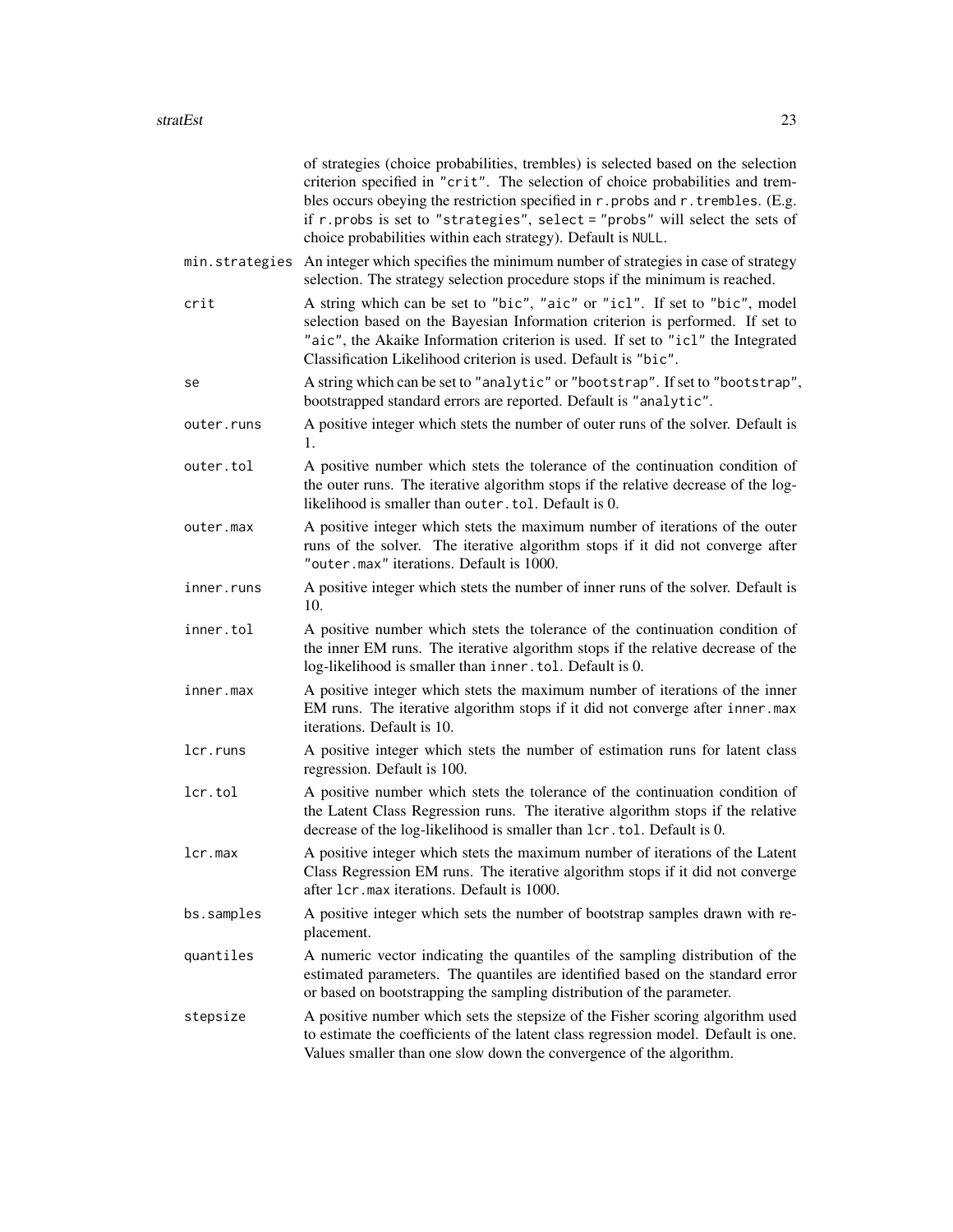of strategies (choice probabilities, trembles) is selected based on the selection criterion specified in "crit". The selection of choice probabilities and trembles occurs obeying the restriction specified in r.probs and r.trembles. (E.g. if r.probs is set to "strategies", select = "probs" will select the sets of choice probabilities within each strategy). Default is NULL.

min.strategies
: An integer which specifies the minimum number of strategies in case of strategy selection. The strategy selection procedure stops if the minimum is reached.

crit
: A string which can be set to "bic", "aic" or "icl". If set to "bic", model selection based on the Bayesian Information criterion is performed. If set to "aic", the Akaike Information criterion is used. If set to "icl" the Integrated Classification Likelihood criterion is used. Default is "bic".

se
: A string which can be set to "analytic" or "bootstrap". If set to "bootstrap", bootstrapped standard errors are reported. Default is "analytic".

outer.runs
: A positive integer which stets the number of outer runs of the solver. Default is 1.

outer.tol
: A positive number which stets the tolerance of the continuation condition of the outer runs. The iterative algorithm stops if the relative decrease of the log-likelihood is smaller than outer.tol. Default is 0.

outer.max
: A positive integer which stets the maximum number of iterations of the outer runs of the solver. The iterative algorithm stops if it did not converge after "outer.max" iterations. Default is 1000.

inner.runs
: A positive integer which stets the number of inner runs of the solver. Default is 10.

inner.tol
: A positive number which stets the tolerance of the continuation condition of the inner EM runs. The iterative algorithm stops if the relative decrease of the log-likelihood is smaller than inner.tol. Default is 0.

inner.max
: A positive integer which stets the maximum number of iterations of the inner EM runs. The iterative algorithm stops if it did not converge after inner.max iterations. Default is 10.

lcr.runs
: A positive integer which stets the number of estimation runs for latent class regression. Default is 100.

lcr.tol
: A positive number which stets the tolerance of the continuation condition of the Latent Class Regression runs. The iterative algorithm stops if the relative decrease of the log-likelihood is smaller than lcr.tol. Default is 0.

lcr.max
: A positive integer which stets the maximum number of iterations of the Latent Class Regression EM runs. The iterative algorithm stops if it did not converge after lcr.max iterations. Default is 1000.

bs.samples
: A positive integer which sets the number of bootstrap samples drawn with replacement.

quantiles
: A numeric vector indicating the quantiles of the sampling distribution of the estimated parameters. The quantiles are identified based on the standard error or based on bootstrapping the sampling distribution of the parameter.

stepsize
: A positive number which sets the stepsize of the Fisher scoring algorithm used to estimate the coefficients of the latent class regression model. Default is one. Values smaller than one slow down the convergence of the algorithm.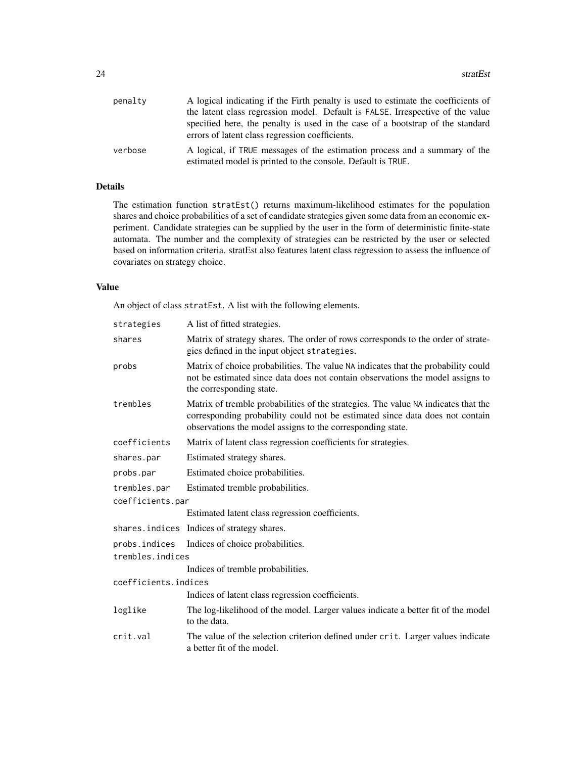| | |
|---|---|
| `penalty` | A logical indicating if the Firth penalty is used to estimate the coefficients of the latent class regression model. Default is `FALSE`. Irrespective of the value specified here, the penalty is used in the case of a bootstrap of the standard errors of latent class regression coefficients. |
| `verbose` | A logical, if `TRUE` messages of the estimation process and a summary of the estimated model is printed to the console. Default is `TRUE`. |

## Details

The estimation function `stratEst()` returns maximum-likelihood estimates for the population shares and choice probabilities of a set of candidate strategies given some data from an economic experiment. Candidate strategies can be supplied by the user in the form of deterministic finite-state automata. The number and the complexity of strategies can be restricted by the user or selected based on information criteria. stratEst also features latent class regression to assess the influence of covariates on strategy choice.

## Value

An object of class `stratEst`. A list with the following elements.

| | |
|---|---|
| `strategies` | A list of fitted strategies. |
| `shares` | Matrix of strategy shares. The order of rows corresponds to the order of strategies defined in the input object `strategies`. |
| `probs` | Matrix of choice probabilities. The value `NA` indicates that the probability could not be estimated since data does not contain observations the model assigns to the corresponding state. |
| `trembles` | Matrix of tremble probabilities of the strategies. The value `NA` indicates that the corresponding probability could not be estimated since data does not contain observations the model assigns to the corresponding state. |
| `coefficients` | Matrix of latent class regression coefficients for strategies. |
| `shares.par` | Estimated strategy shares. |
| `probs.par` | Estimated choice probabilities. |
| `trembles.par` | Estimated tremble probabilities. |
| `coefficients.par` | Estimated latent class regression coefficients. |
| `shares.indices` | Indices of strategy shares. |
| `probs.indices` | Indices of choice probabilities. |
| `trembles.indices` | Indices of tremble probabilities. |
| `coefficients.indices` | Indices of latent class regression coefficients. |
| `loglike` | The log-likelihood of the model. Larger values indicate a better fit of the model to the data. |
| `crit.val` | The value of the selection criterion defined under `crit`. Larger values indicate a better fit of the model. |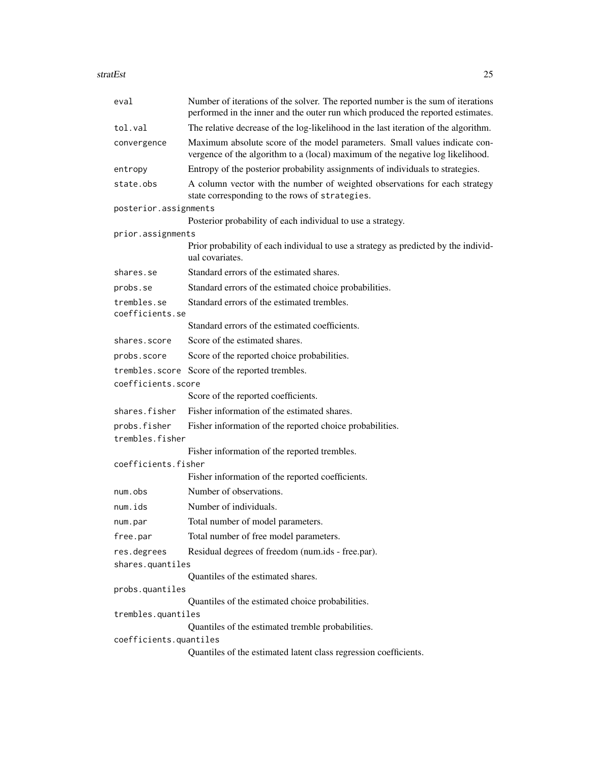| | |
|---|---|
| `eval` | Number of iterations of the solver. The reported number is the sum of iterations performed in the inner and the outer run which produced the reported estimates. |
| `tol.val` | The relative decrease of the log-likelihood in the last iteration of the algorithm. |
| `convergence` | Maximum absolute score of the model parameters. Small values indicate convergence of the algorithm to a (local) maximum of the negative log likelihood. |
| `entropy` | Entropy of the posterior probability assignments of individuals to strategies. |
| `state.obs` | A column vector with the number of weighted observations for each strategy state corresponding to the rows of `strategies`. |
| `posterior.assignments` | Posterior probability of each individual to use a strategy. |
| `prior.assignments` | Prior probability of each individual to use a strategy as predicted by the individual covariates. |
| `shares.se` | Standard errors of the estimated shares. |
| `probs.se` | Standard errors of the estimated choice probabilities. |
| `trembles.se` | Standard errors of the estimated trembles. |
| `coefficients.se` | Standard errors of the estimated coefficients. |
| `shares.score` | Score of the estimated shares. |
| `probs.score` | Score of the reported choice probabilities. |
| `trembles.score` | Score of the reported trembles. |
| `coefficients.score` | Score of the reported coefficients. |
| `shares.fisher` | Fisher information of the estimated shares. |
| `probs.fisher` | Fisher information of the reported choice probabilities. |
| `trembles.fisher` | Fisher information of the reported trembles. |
| `coefficients.fisher` | Fisher information of the reported coefficients. |
| `num.obs` | Number of observations. |
| `num.ids` | Number of individuals. |
| `num.par` | Total number of model parameters. |
| `free.par` | Total number of free model parameters. |
| `res.degrees` | Residual degrees of freedom (num.ids - free.par). |
| `shares.quantiles` | Quantiles of the estimated shares. |
| `probs.quantiles` | Quantiles of the estimated choice probabilities. |
| `trembles.quantiles` | Quantiles of the estimated tremble probabilities. |
| `coefficients.quantiles` | Quantiles of the estimated latent class regression coefficients. |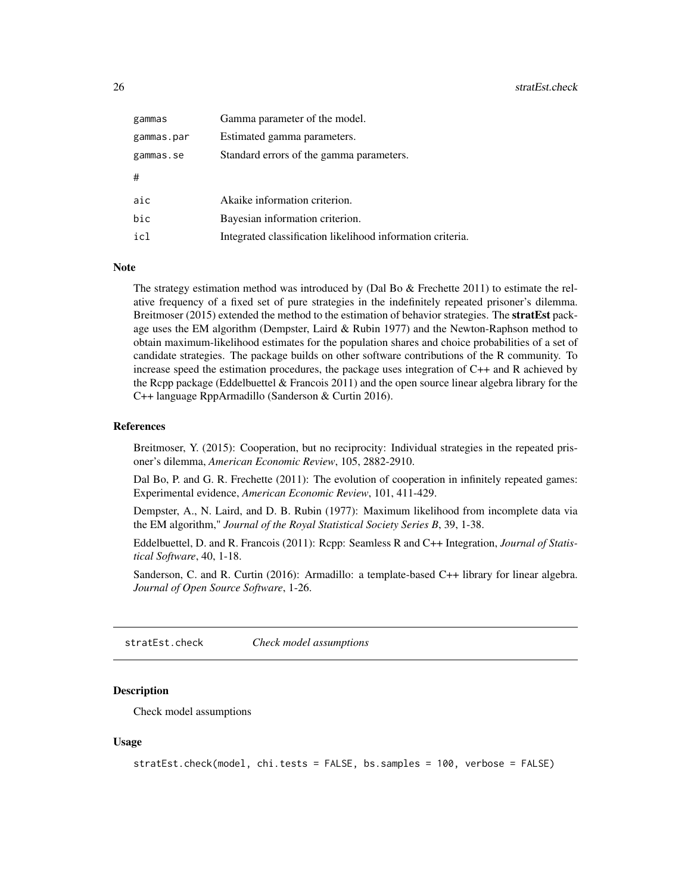| | |
|---|---|
| gammas | Gamma parameter of the model. |
| gammas.par | Estimated gamma parameters. |
| gammas.se | Standard errors of the gamma parameters. |
| # | |
| aic | Akaike information criterion. |
| bic | Bayesian information criterion. |
| icl | Integrated classification likelihood information criteria. |

### Note

The strategy estimation method was introduced by (Dal Bo & Frechette 2011) to estimate the relative frequency of a fixed set of pure strategies in the indefinitely repeated prisoner's dilemma. Breitmoser (2015) extended the method to the estimation of behavior strategies. The **stratEst** package uses the EM algorithm (Dempster, Laird & Rubin 1977) and the Newton-Raphson method to obtain maximum-likelihood estimates for the population shares and choice probabilities of a set of candidate strategies. The package builds on other software contributions of the R community. To increase speed the estimation procedures, the package uses integration of C++ and R achieved by the Rcpp package (Eddelbuettel & Francois 2011) and the open source linear algebra library for the C++ language RppArmadillo (Sanderson & Curtin 2016).

### References

Breitmoser, Y. (2015): Cooperation, but no reciprocity: Individual strategies in the repeated prisoner's dilemma, *American Economic Review*, 105, 2882-2910.

Dal Bo, P. and G. R. Frechette (2011): The evolution of cooperation in infinitely repeated games: Experimental evidence, *American Economic Review*, 101, 411-429.

Dempster, A., N. Laird, and D. B. Rubin (1977): Maximum likelihood from incomplete data via the EM algorithm," *Journal of the Royal Statistical Society Series B*, 39, 1-38.

Eddelbuettel, D. and R. Francois (2011): Rcpp: Seamless R and C++ Integration, *Journal of Statistical Software*, 40, 1-18.

Sanderson, C. and R. Curtin (2016): Armadillo: a template-based C++ library for linear algebra. *Journal of Open Source Software*, 1-26.

---

## stratEst.check — *Check model assumptions*

### Description

Check model assumptions

### Usage

```
stratEst.check(model, chi.tests = FALSE, bs.samples = 100, verbose = FALSE)
```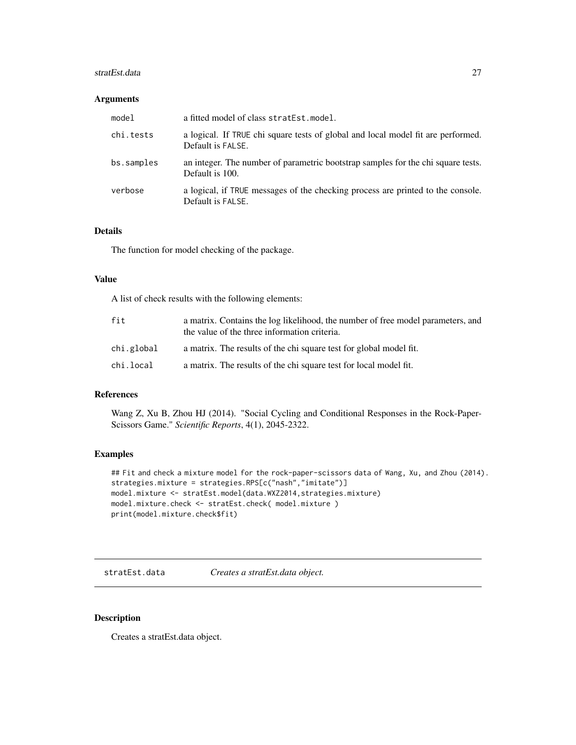### Arguments

| | |
|---|---|
| `model` | a fitted model of class `stratEst.model`. |
| `chi.tests` | a logical. If `TRUE` chi square tests of global and local model fit are performed. Default is `FALSE`. |
| `bs.samples` | an integer. The number of parametric bootstrap samples for the chi square tests. Default is 100. |
| `verbose` | a logical, if `TRUE` messages of the checking process are printed to the console. Default is `FALSE`. |

### Details

The function for model checking of the package.

### Value

A list of check results with the following elements:

| | |
|---|---|
| `fit` | a matrix. Contains the log likelihood, the number of free model parameters, and the value of the three information criteria. |
| `chi.global` | a matrix. The results of the chi square test for global model fit. |
| `chi.local` | a matrix. The results of the chi square test for local model fit. |

### References

Wang Z, Xu B, Zhou HJ (2014). "Social Cycling and Conditional Responses in the Rock-Paper-Scissors Game." *Scientific Reports*, 4(1), 2045-2322.

### Examples

```
## Fit and check a mixture model for the rock-paper-scissors data of Wang, Xu, and Zhou (2014).
strategies.mixture = strategies.RPS[c("nash","imitate")]
model.mixture <- stratEst.model(data.WXZ2014,strategies.mixture)
model.mixture.check <- stratEst.check( model.mixture )
print(model.mixture.check$fit)
```

---

## `stratEst.data` *Creates a stratEst.data object.*

### Description

Creates a stratEst.data object.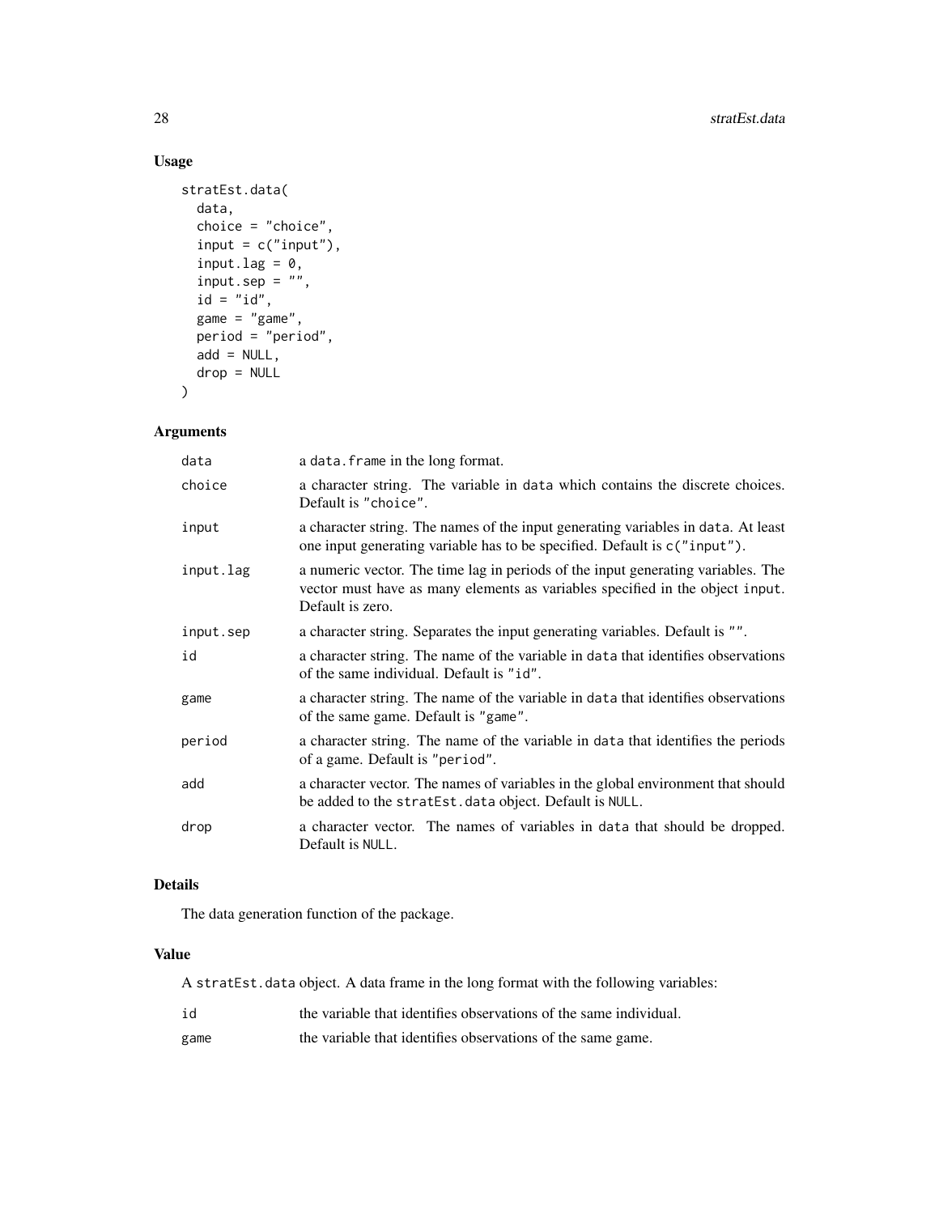## Usage

```
stratEst.data(
  data,
  choice = "choice",
  input = c("input"),
  input.lag = 0,
  input.sep = "",
  id = "id",
  game = "game",
  period = "period",
  add = NULL,
  drop = NULL
)
```

## Arguments

| | |
|---|---|
| data | a data.frame in the long format. |
| choice | a character string. The variable in data which contains the discrete choices. Default is "choice". |
| input | a character string. The names of the input generating variables in data. At least one input generating variable has to be specified. Default is c("input"). |
| input.lag | a numeric vector. The time lag in periods of the input generating variables. The vector must have as many elements as variables specified in the object input. Default is zero. |
| input.sep | a character string. Separates the input generating variables. Default is "". |
| id | a character string. The name of the variable in data that identifies observations of the same individual. Default is "id". |
| game | a character string. The name of the variable in data that identifies observations of the same game. Default is "game". |
| period | a character string. The name of the variable in data that identifies the periods of a game. Default is "period". |
| add | a character vector. The names of variables in the global environment that should be added to the stratEst.data object. Default is NULL. |
| drop | a character vector. The names of variables in data that should be dropped. Default is NULL. |

## Details

The data generation function of the package.

## Value

A stratEst.data object. A data frame in the long format with the following variables:

| | |
|---|---|
| id | the variable that identifies observations of the same individual. |
| game | the variable that identifies observations of the same game. |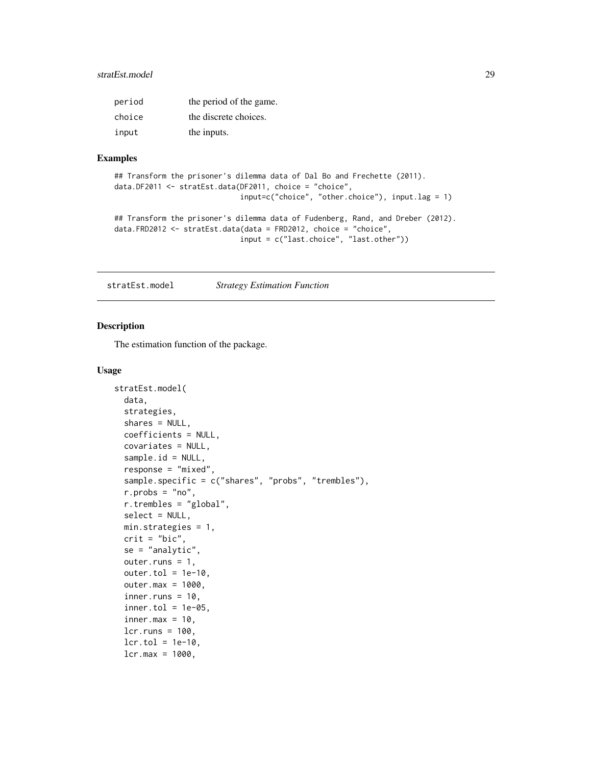| | |
|---|---|
| period | the period of the game. |
| choice | the discrete choices. |
| input | the inputs. |

## Examples

```
## Transform the prisoner's dilemma data of Dal Bo and Frechette (2011).
data.DF2011 <- stratEst.data(DF2011, choice = "choice",
                             input=c("choice", "other.choice"), input.lag = 1)

## Transform the prisoner's dilemma data of Fudenberg, Rand, and Dreber (2012).
data.FRD2012 <- stratEst.data(data = FRD2012, choice = "choice",
                              input = c("last.choice", "last.other"))
```

---

# stratEst.model *Strategy Estimation Function*

## Description

The estimation function of the package.

## Usage

```
stratEst.model(
  data,
  strategies,
  shares = NULL,
  coefficients = NULL,
  covariates = NULL,
  sample.id = NULL,
  response = "mixed",
  sample.specific = c("shares", "probs", "trembles"),
  r.probs = "no",
  r.trembles = "global",
  select = NULL,
  min.strategies = 1,
  crit = "bic",
  se = "analytic",
  outer.runs = 1,
  outer.tol = 1e-10,
  outer.max = 1000,
  inner.runs = 10,
  inner.tol = 1e-05,
  inner.max = 10,
  lcr.runs = 100,
  lcr.tol = 1e-10,
  lcr.max = 1000,
```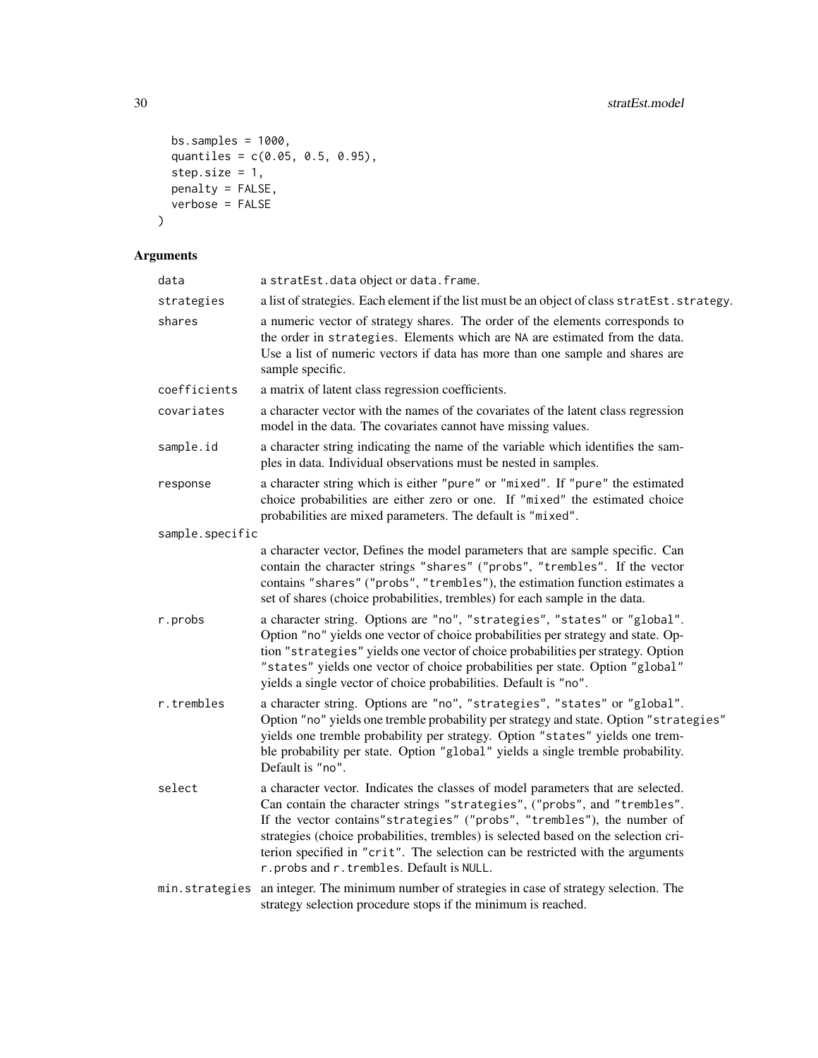```
  bs.samples = 1000,
  quantiles = c(0.05, 0.5, 0.95),
  step.size = 1,
  penalty = FALSE,
  verbose = FALSE
)
```

## Arguments

| | |
|---|---|
| data | a stratEst.data object or data.frame. |
| strategies | a list of strategies. Each element if the list must be an object of class stratEst.strategy. |
| shares | a numeric vector of strategy shares. The order of the elements corresponds to the order in strategies. Elements which are NA are estimated from the data. Use a list of numeric vectors if data has more than one sample and shares are sample specific. |
| coefficients | a matrix of latent class regression coefficients. |
| covariates | a character vector with the names of the covariates of the latent class regression model in the data. The covariates cannot have missing values. |
| sample.id | a character string indicating the name of the variable which identifies the samples in data. Individual observations must be nested in samples. |
| response | a character string which is either "pure" or "mixed". If "pure" the estimated choice probabilities are either zero or one. If "mixed" the estimated choice probabilities are mixed parameters. The default is "mixed". |
| sample.specific | a character vector, Defines the model parameters that are sample specific. Can contain the character strings "shares" ("probs", "trembles". If the vector contains "shares" ("probs", "trembles"), the estimation function estimates a set of shares (choice probabilities, trembles) for each sample in the data. |
| r.probs | a character string. Options are "no", "strategies", "states" or "global". Option "no" yields one vector of choice probabilities per strategy and state. Option "strategies" yields one vector of choice probabilities per strategy. Option "states" yields one vector of choice probabilities per state. Option "global" yields a single vector of choice probabilities. Default is "no". |
| r.trembles | a character string. Options are "no", "strategies", "states" or "global". Option "no" yields one tremble probability per strategy and state. Option "strategies" yields one tremble probability per strategy. Option "states" yields one tremble probability per state. Option "global" yields a single tremble probability. Default is "no". |
| select | a character vector. Indicates the classes of model parameters that are selected. Can contain the character strings "strategies", ("probs", and "trembles". If the vector contains"strategies" ("probs", "trembles"), the number of strategies (choice probabilities, trembles) is selected based on the selection criterion specified in "crit". The selection can be restricted with the arguments r.probs and r.trembles. Default is NULL. |
| min.strategies | an integer. The minimum number of strategies in case of strategy selection. The strategy selection procedure stops if the minimum is reached. |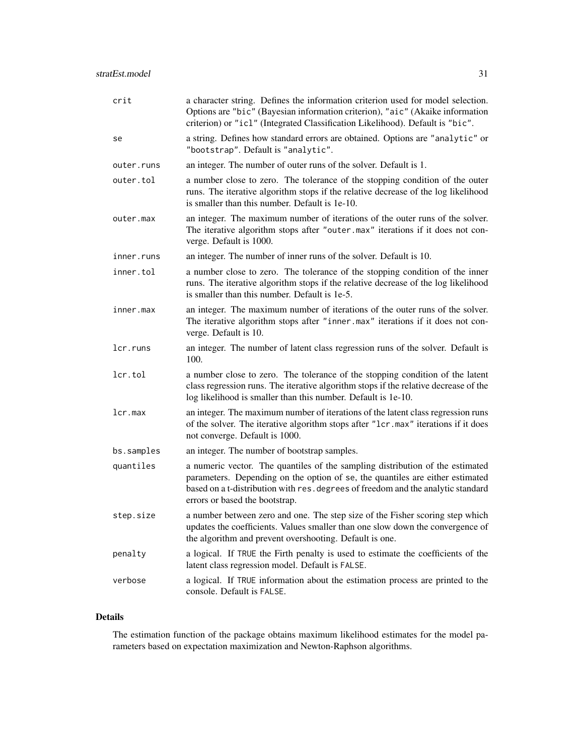| | |
|---|---|
| crit | a character string. Defines the information criterion used for model selection. Options are "bic" (Bayesian information criterion), "aic" (Akaike information criterion) or "icl" (Integrated Classification Likelihood). Default is "bic". |
| se | a string. Defines how standard errors are obtained. Options are "analytic" or "bootstrap". Default is "analytic". |
| outer.runs | an integer. The number of outer runs of the solver. Default is 1. |
| outer.tol | a number close to zero. The tolerance of the stopping condition of the outer runs. The iterative algorithm stops if the relative decrease of the log likelihood is smaller than this number. Default is 1e-10. |
| outer.max | an integer. The maximum number of iterations of the outer runs of the solver. The iterative algorithm stops after "outer.max" iterations if it does not converge. Default is 1000. |
| inner.runs | an integer. The number of inner runs of the solver. Default is 10. |
| inner.tol | a number close to zero. The tolerance of the stopping condition of the inner runs. The iterative algorithm stops if the relative decrease of the log likelihood is smaller than this number. Default is 1e-5. |
| inner.max | an integer. The maximum number of iterations of the outer runs of the solver. The iterative algorithm stops after "inner.max" iterations if it does not converge. Default is 10. |
| lcr.runs | an integer. The number of latent class regression runs of the solver. Default is 100. |
| lcr.tol | a number close to zero. The tolerance of the stopping condition of the latent class regression runs. The iterative algorithm stops if the relative decrease of the log likelihood is smaller than this number. Default is 1e-10. |
| lcr.max | an integer. The maximum number of iterations of the latent class regression runs of the solver. The iterative algorithm stops after "lcr.max" iterations if it does not converge. Default is 1000. |
| bs.samples | an integer. The number of bootstrap samples. |
| quantiles | a numeric vector. The quantiles of the sampling distribution of the estimated parameters. Depending on the option of se, the quantiles are either estimated based on a t-distribution with res.degrees of freedom and the analytic standard errors or based the bootstrap. |
| step.size | a number between zero and one. The step size of the Fisher scoring step which updates the coefficients. Values smaller than one slow down the convergence of the algorithm and prevent overshooting. Default is one. |
| penalty | a logical. If TRUE the Firth penalty is used to estimate the coefficients of the latent class regression model. Default is FALSE. |
| verbose | a logical. If TRUE information about the estimation process are printed to the console. Default is FALSE. |

## Details

The estimation function of the package obtains maximum likelihood estimates for the model parameters based on expectation maximization and Newton-Raphson algorithms.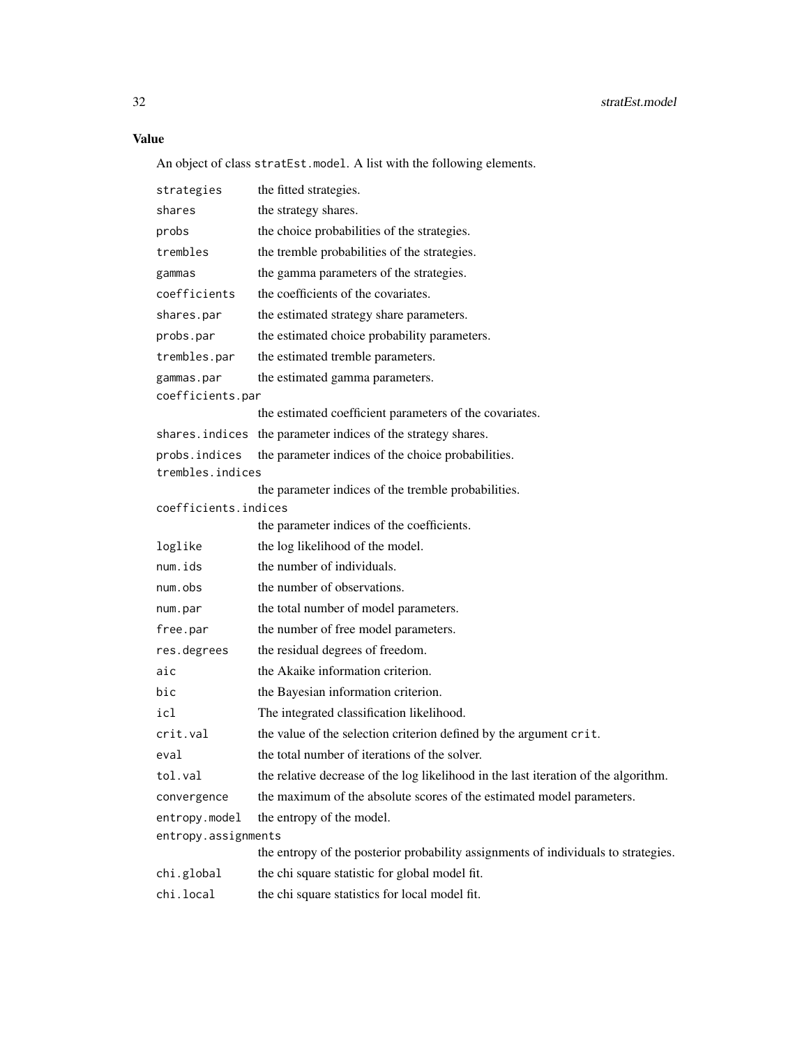## Value

An object of class `stratEst.model`. A list with the following elements.

| | |
|---|---|
| `strategies` | the fitted strategies. |
| `shares` | the strategy shares. |
| `probs` | the choice probabilities of the strategies. |
| `trembles` | the tremble probabilities of the strategies. |
| `gammas` | the gamma parameters of the strategies. |
| `coefficients` | the coefficients of the covariates. |
| `shares.par` | the estimated strategy share parameters. |
| `probs.par` | the estimated choice probability parameters. |
| `trembles.par` | the estimated tremble parameters. |
| `gammas.par` | the estimated gamma parameters. |
| `coefficients.par` | the estimated coefficient parameters of the covariates. |
| `shares.indices` | the parameter indices of the strategy shares. |
| `probs.indices` | the parameter indices of the choice probabilities. |
| `trembles.indices` | the parameter indices of the tremble probabilities. |
| `coefficients.indices` | the parameter indices of the coefficients. |
| `loglike` | the log likelihood of the model. |
| `num.ids` | the number of individuals. |
| `num.obs` | the number of observations. |
| `num.par` | the total number of model parameters. |
| `free.par` | the number of free model parameters. |
| `res.degrees` | the residual degrees of freedom. |
| `aic` | the Akaike information criterion. |
| `bic` | the Bayesian information criterion. |
| `icl` | The integrated classification likelihood. |
| `crit.val` | the value of the selection criterion defined by the argument `crit`. |
| `eval` | the total number of iterations of the solver. |
| `tol.val` | the relative decrease of the log likelihood in the last iteration of the algorithm. |
| `convergence` | the maximum of the absolute scores of the estimated model parameters. |
| `entropy.model` | the entropy of the model. |
| `entropy.assignments` | the entropy of the posterior probability assignments of individuals to strategies. |
| `chi.global` | the chi square statistic for global model fit. |
| `chi.local` | the chi square statistics for local model fit. |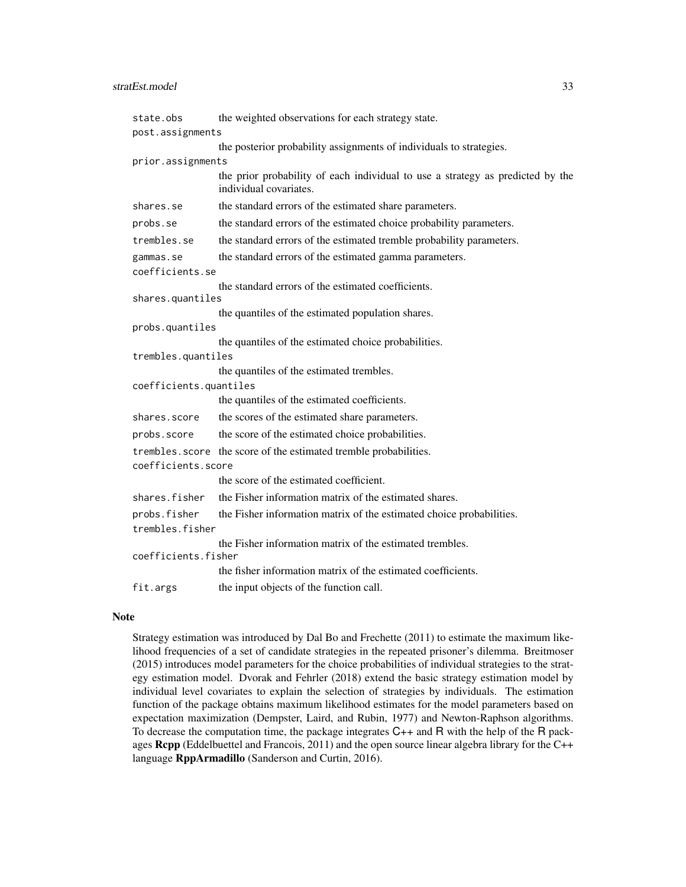state.obs
: the weighted observations for each strategy state.

post.assignments
: the posterior probability assignments of individuals to strategies.

prior.assignments
: the prior probability of each individual to use a strategy as predicted by the individual covariates.

shares.se
: the standard errors of the estimated share parameters.

probs.se
: the standard errors of the estimated choice probability parameters.

trembles.se
: the standard errors of the estimated tremble probability parameters.

gammas.se
: the standard errors of the estimated gamma parameters.

coefficients.se
: the standard errors of the estimated coefficients.

shares.quantiles
: the quantiles of the estimated population shares.

probs.quantiles
: the quantiles of the estimated choice probabilities.

trembles.quantiles
: the quantiles of the estimated trembles.

coefficients.quantiles
: the quantiles of the estimated coefficients.

shares.score
: the scores of the estimated share parameters.

probs.score
: the score of the estimated choice probabilities.

trembles.score
: the score of the estimated tremble probabilities.

coefficients.score
: the score of the estimated coefficient.

shares.fisher
: the Fisher information matrix of the estimated shares.

probs.fisher
: the Fisher information matrix of the estimated choice probabilities.

trembles.fisher
: the Fisher information matrix of the estimated trembles.

coefficients.fisher
: the fisher information matrix of the estimated coefficients.

fit.args
: the input objects of the function call.

## Note

Strategy estimation was introduced by Dal Bo and Frechette (2011) to estimate the maximum likelihood frequencies of a set of candidate strategies in the repeated prisoner's dilemma. Breitmoser (2015) introduces model parameters for the choice probabilities of individual strategies to the strategy estimation model. Dvorak and Fehrler (2018) extend the basic strategy estimation model by individual level covariates to explain the selection of strategies by individuals. The estimation function of the package obtains maximum likelihood estimates for the model parameters based on expectation maximization (Dempster, Laird, and Rubin, 1977) and Newton-Raphson algorithms. To decrease the computation time, the package integrates C++ and R with the help of the R packages **Rcpp** (Eddelbuettel and Francois, 2011) and the open source linear algebra library for the C++ language **RppArmadillo** (Sanderson and Curtin, 2016).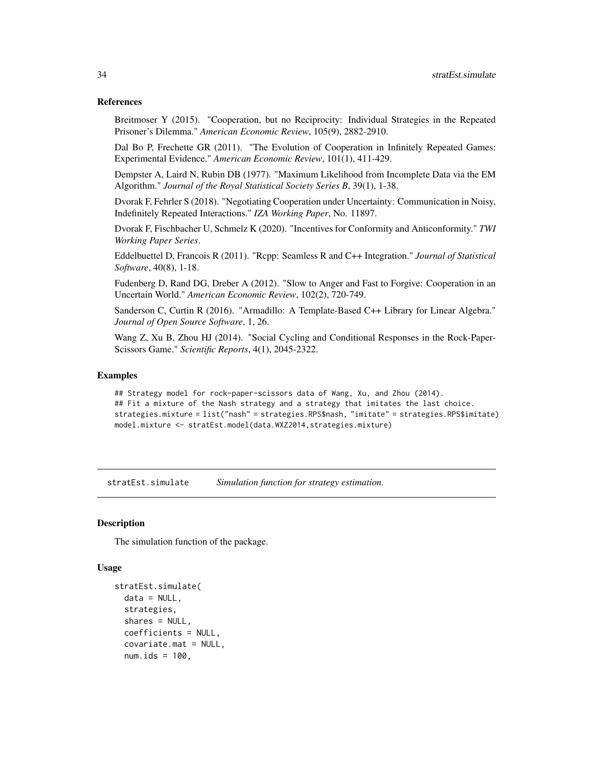## References

Breitmoser Y (2015). "Cooperation, but no Reciprocity: Individual Strategies in the Repeated Prisoner's Dilemma." *American Economic Review*, 105(9), 2882-2910.

Dal Bo P, Frechette GR (2011). "The Evolution of Cooperation in Infinitely Repeated Games: Experimental Evidence." *American Economic Review*, 101(1), 411-429.

Dempster A, Laird N, Rubin DB (1977). "Maximum Likelihood from Incomplete Data via the EM Algorithm." *Journal of the Royal Statistical Society Series B*, 39(1), 1-38.

Dvorak F, Fehrler S (2018). "Negotiating Cooperation under Uncertainty: Communication in Noisy, Indefinitely Repeated Interactions." *IZA Working Paper*, No. 11897.

Dvorak F, Fischbacher U, Schmelz K (2020). "Incentives for Conformity and Anticonformity." *TWI Working Paper Series*.

Eddelbuettel D, Francois R (2011). "Rcpp: Seamless R and C++ Integration." *Journal of Statistical Software*, 40(8), 1-18.

Fudenberg D, Rand DG, Dreber A (2012). "Slow to Anger and Fast to Forgive: Cooperation in an Uncertain World." *American Economic Review*, 102(2), 720-749.

Sanderson C, Curtin R (2016). "Armadillo: A Template-Based C++ Library for Linear Algebra." *Journal of Open Source Software*, 1, 26.

Wang Z, Xu B, Zhou HJ (2014). "Social Cycling and Conditional Responses in the Rock-Paper-Scissors Game." *Scientific Reports*, 4(1), 2045-2322.

## Examples

```
## Strategy model for rock-paper-scissors data of Wang, Xu, and Zhou (2014).
## Fit a mixture of the Nash strategy and a strategy that imitates the last choice.
strategies.mixture = list("nash" = strategies.RPS$nash, "imitate" = strategies.RPS$imitate)
model.mixture <- stratEst.model(data.WXZ2014,strategies.mixture)
```

---

# stratEst.simulate *Simulation function for strategy estimation.*

## Description

The simulation function of the package.

## Usage

```
stratEst.simulate(
  data = NULL,
  strategies,
  shares = NULL,
  coefficients = NULL,
  covariate.mat = NULL,
  num.ids = 100,
```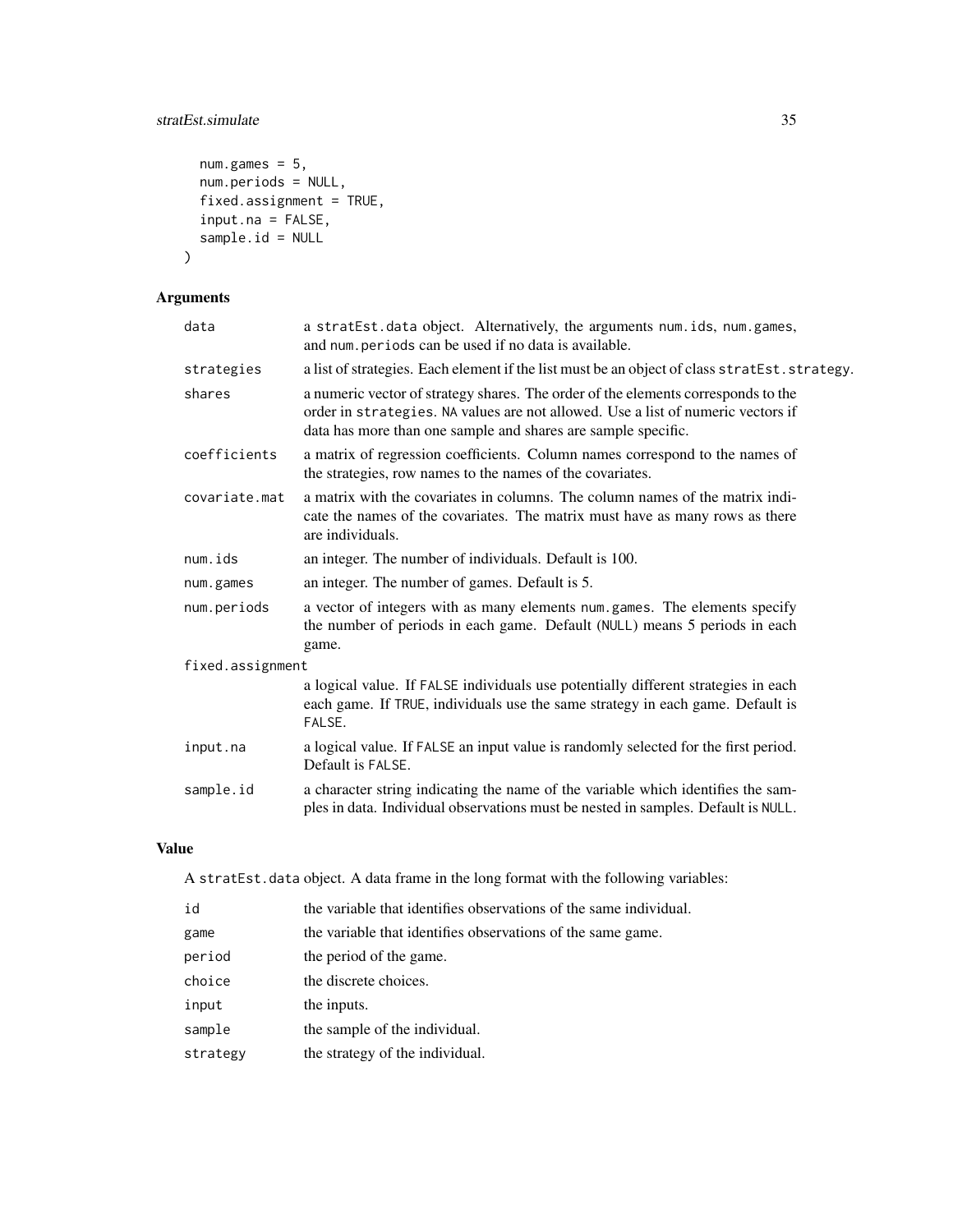```
  num.games = 5,
  num.periods = NULL,
  fixed.assignment = TRUE,
  input.na = FALSE,
  sample.id = NULL
)
```

## Arguments

| | |
|---|---|
| data | a stratEst.data object. Alternatively, the arguments num.ids, num.games, and num.periods can be used if no data is available. |
| strategies | a list of strategies. Each element if the list must be an object of class stratEst.strategy. |
| shares | a numeric vector of strategy shares. The order of the elements corresponds to the order in strategies. NA values are not allowed. Use a list of numeric vectors if data has more than one sample and shares are sample specific. |
| coefficients | a matrix of regression coefficients. Column names correspond to the names of the strategies, row names to the names of the covariates. |
| covariate.mat | a matrix with the covariates in columns. The column names of the matrix indicate the names of the covariates. The matrix must have as many rows as there are individuals. |
| num.ids | an integer. The number of individuals. Default is 100. |
| num.games | an integer. The number of games. Default is 5. |
| num.periods | a vector of integers with as many elements num.games. The elements specify the number of periods in each game. Default (NULL) means 5 periods in each game. |
| fixed.assignment | a logical value. If FALSE individuals use potentially different strategies in each game. If TRUE, individuals use the same strategy in each game. Default is FALSE. |
| input.na | a logical value. If FALSE an input value is randomly selected for the first period. Default is FALSE. |
| sample.id | a character string indicating the name of the variable which identifies the samples in data. Individual observations must be nested in samples. Default is NULL. |

## Value

A stratEst.data object. A data frame in the long format with the following variables:

| | |
|---|---|
| id | the variable that identifies observations of the same individual. |
| game | the variable that identifies observations of the same game. |
| period | the period of the game. |
| choice | the discrete choices. |
| input | the inputs. |
| sample | the sample of the individual. |
| strategy | the strategy of the individual. |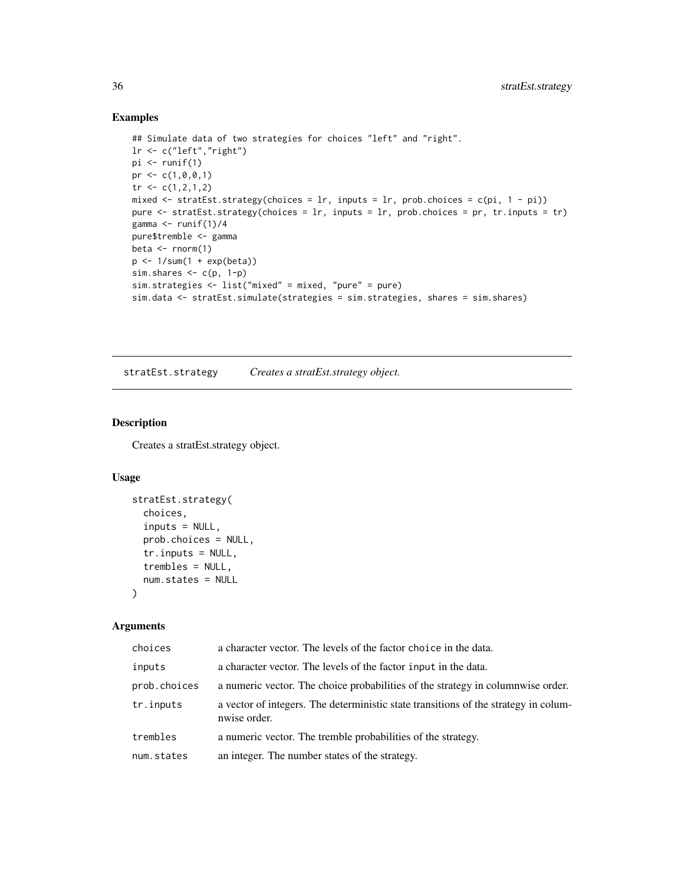## Examples

```
## Simulate data of two strategies for choices "left" and "right".
lr <- c("left","right")
pi <- runif(1)
pr <- c(1,0,0,1)
tr <- c(1,2,1,2)
mixed <- stratEst.strategy(choices = lr, inputs = lr, prob.choices = c(pi, 1 - pi))
pure <- stratEst.strategy(choices = lr, inputs = lr, prob.choices = pr, tr.inputs = tr)
gamma <- runif(1)/4
pure$tremble <- gamma
beta <- rnorm(1)
p <- 1/sum(1 + exp(beta))
sim.shares <- c(p, 1-p)
sim.strategies <- list("mixed" = mixed, "pure" = pure)
sim.data <- stratEst.simulate(strategies = sim.strategies, shares = sim.shares)
```

---

# stratEst.strategy *Creates a stratEst.strategy object.*

## Description

Creates a stratEst.strategy object.

## Usage

```
stratEst.strategy(
  choices,
  inputs = NULL,
  prob.choices = NULL,
  tr.inputs = NULL,
  trembles = NULL,
  num.states = NULL
)
```

## Arguments

| | |
|---|---|
| choices | a character vector. The levels of the factor `choice` in the data. |
| inputs | a character vector. The levels of the factor `input` in the data. |
| prob.choices | a numeric vector. The choice probabilities of the strategy in columnwise order. |
| tr.inputs | a vector of integers. The deterministic state transitions of the strategy in columnwise order. |
| trembles | a numeric vector. The tremble probabilities of the strategy. |
| num.states | an integer. The number states of the strategy. |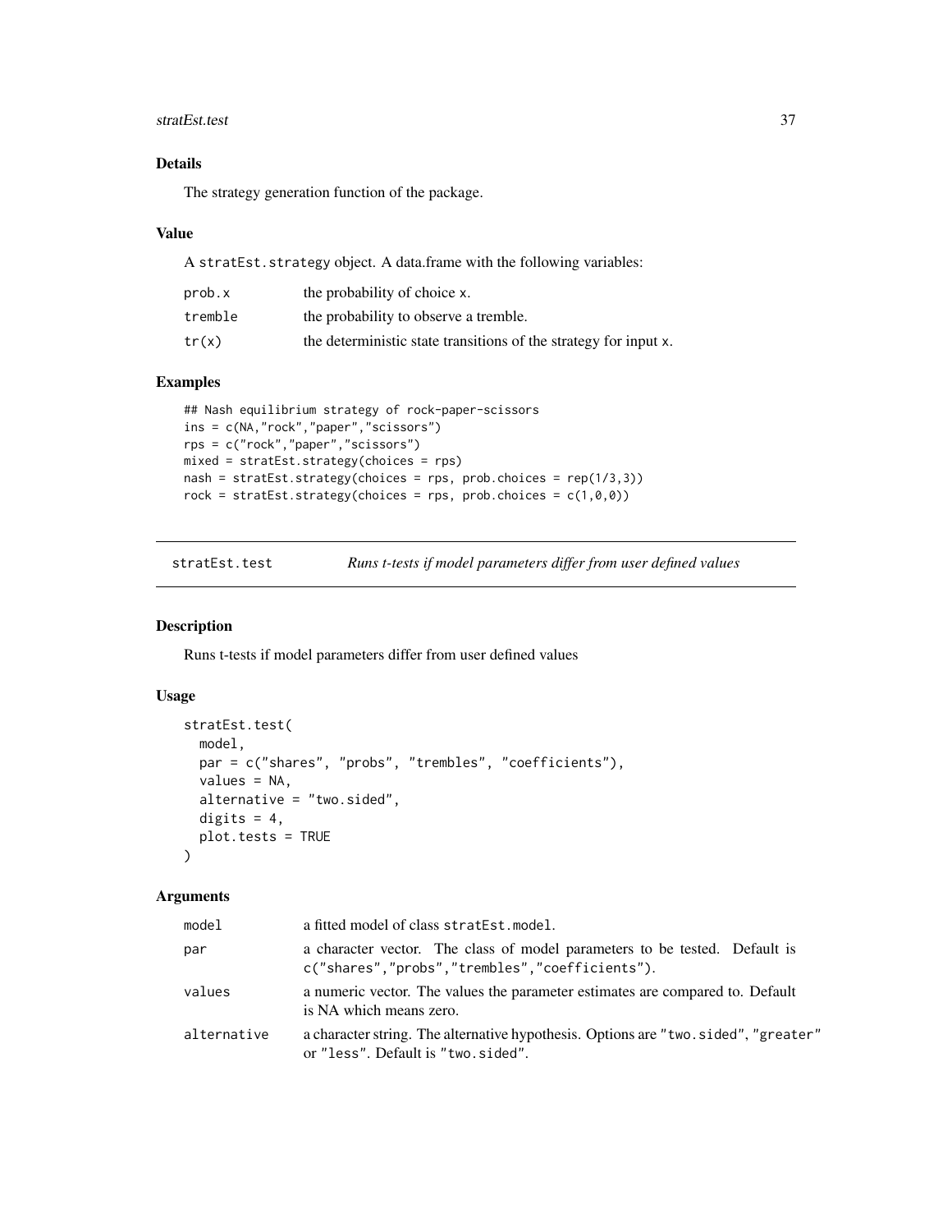## Details

The strategy generation function of the package.

## Value

A `stratEst.strategy` object. A data.frame with the following variables:

| | |
|---|---|
| `prob.x` | the probability of choice x. |
| `tremble` | the probability to observe a tremble. |
| `tr(x)` | the deterministic state transitions of the strategy for input x. |

## Examples

```
## Nash equilibrium strategy of rock-paper-scissors
ins = c(NA,"rock","paper","scissors")
rps = c("rock","paper","scissors")
mixed = stratEst.strategy(choices = rps)
nash = stratEst.strategy(choices = rps, prob.choices = rep(1/3,3))
rock = stratEst.strategy(choices = rps, prob.choices = c(1,0,0))
```

---

# stratEst.test — *Runs t-tests if model parameters differ from user defined values*

---

## Description

Runs t-tests if model parameters differ from user defined values

## Usage

```
stratEst.test(
  model,
  par = c("shares", "probs", "trembles", "coefficients"),
  values = NA,
  alternative = "two.sided",
  digits = 4,
  plot.tests = TRUE
)
```

## Arguments

| | |
|---|---|
| `model` | a fitted model of class `stratEst.model`. |
| `par` | a character vector. The class of model parameters to be tested. Default is `c("shares","probs","trembles","coefficients")`. |
| `values` | a numeric vector. The values the parameter estimates are compared to. Default is NA which means zero. |
| `alternative` | a character string. The alternative hypothesis. Options are `"two.sided"`, `"greater"` or `"less"`. Default is `"two.sided"`. |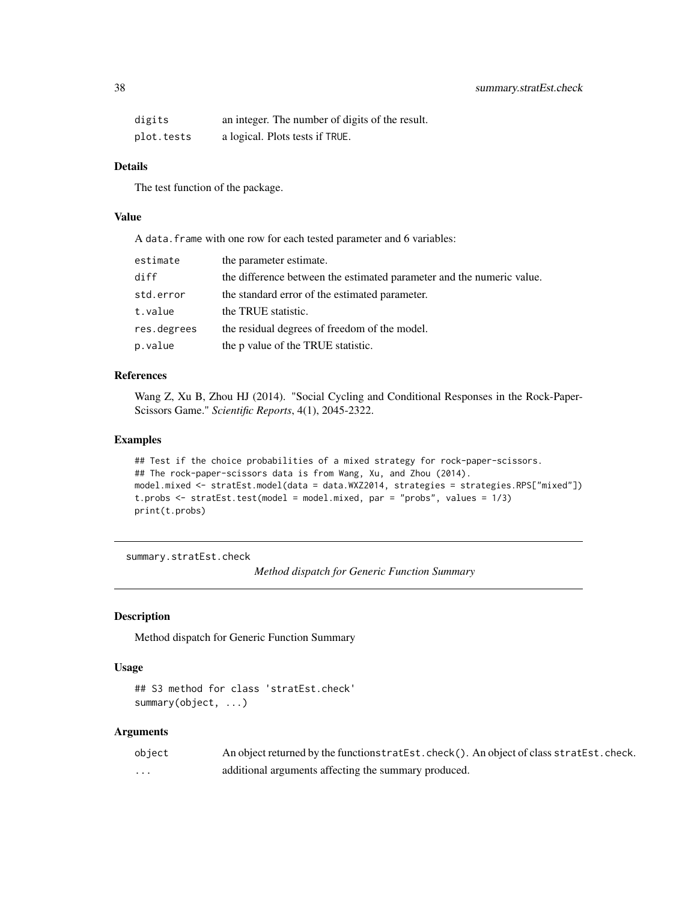| | |
|---|---|
| digits | an integer. The number of digits of the result. |
| plot.tests | a logical. Plots tests if TRUE. |

### Details

The test function of the package.

### Value

A data.frame with one row for each tested parameter and 6 variables:

| | |
|---|---|
| estimate | the parameter estimate. |
| diff | the difference between the estimated parameter and the numeric value. |
| std.error | the standard error of the estimated parameter. |
| t.value | the TRUE statistic. |
| res.degrees | the residual degrees of freedom of the model. |
| p.value | the p value of the TRUE statistic. |

### References

Wang Z, Xu B, Zhou HJ (2014). "Social Cycling and Conditional Responses in the Rock-Paper-Scissors Game." *Scientific Reports*, 4(1), 2045-2322.

### Examples

```
## Test if the choice probabilities of a mixed strategy for rock-paper-scissors.
## The rock-paper-scissors data is from Wang, Xu, and Zhou (2014).
model.mixed <- stratEst.model(data = data.WXZ2014, strategies = strategies.RPS["mixed"])
t.probs <- stratEst.test(model = model.mixed, par = "probs", values = 1/3)
print(t.probs)
```

---

## summary.stratEst.check — *Method dispatch for Generic Function Summary*

### Description

Method dispatch for Generic Function Summary

### Usage

```
## S3 method for class 'stratEst.check'
summary(object, ...)
```

### Arguments

| | |
|---|---|
| object | An object returned by the functionstratEst.check(). An object of class stratEst.check. |
| ... | additional arguments affecting the summary produced. |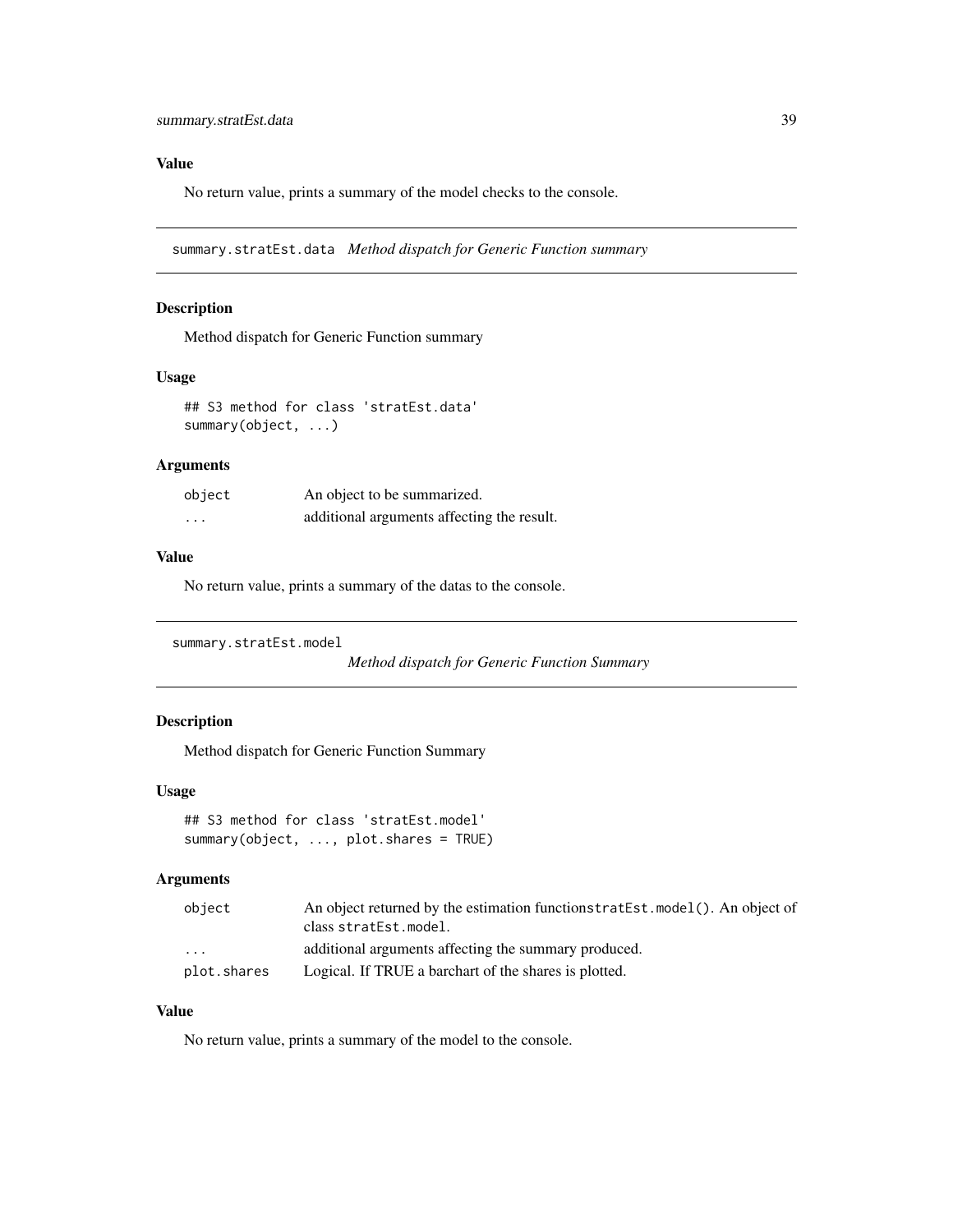## Value

No return value, prints a summary of the model checks to the console.

---

## summary.stratEst.data *Method dispatch for Generic Function summary*

### Description

Method dispatch for Generic Function summary

### Usage

```
## S3 method for class 'stratEst.data'
summary(object, ...)
```

### Arguments

| | |
|---|---|
| object | An object to be summarized. |
| ... | additional arguments affecting the result. |

### Value

No return value, prints a summary of the datas to the console.

---

## summary.stratEst.model *Method dispatch for Generic Function Summary*

### Description

Method dispatch for Generic Function Summary

### Usage

```
## S3 method for class 'stratEst.model'
summary(object, ..., plot.shares = TRUE)
```

### Arguments

| | |
|---|---|
| object | An object returned by the estimation functionstratEst.model(). An object of class stratEst.model. |
| ... | additional arguments affecting the summary produced. |
| plot.shares | Logical. If TRUE a barchart of the shares is plotted. |

### Value

No return value, prints a summary of the model to the console.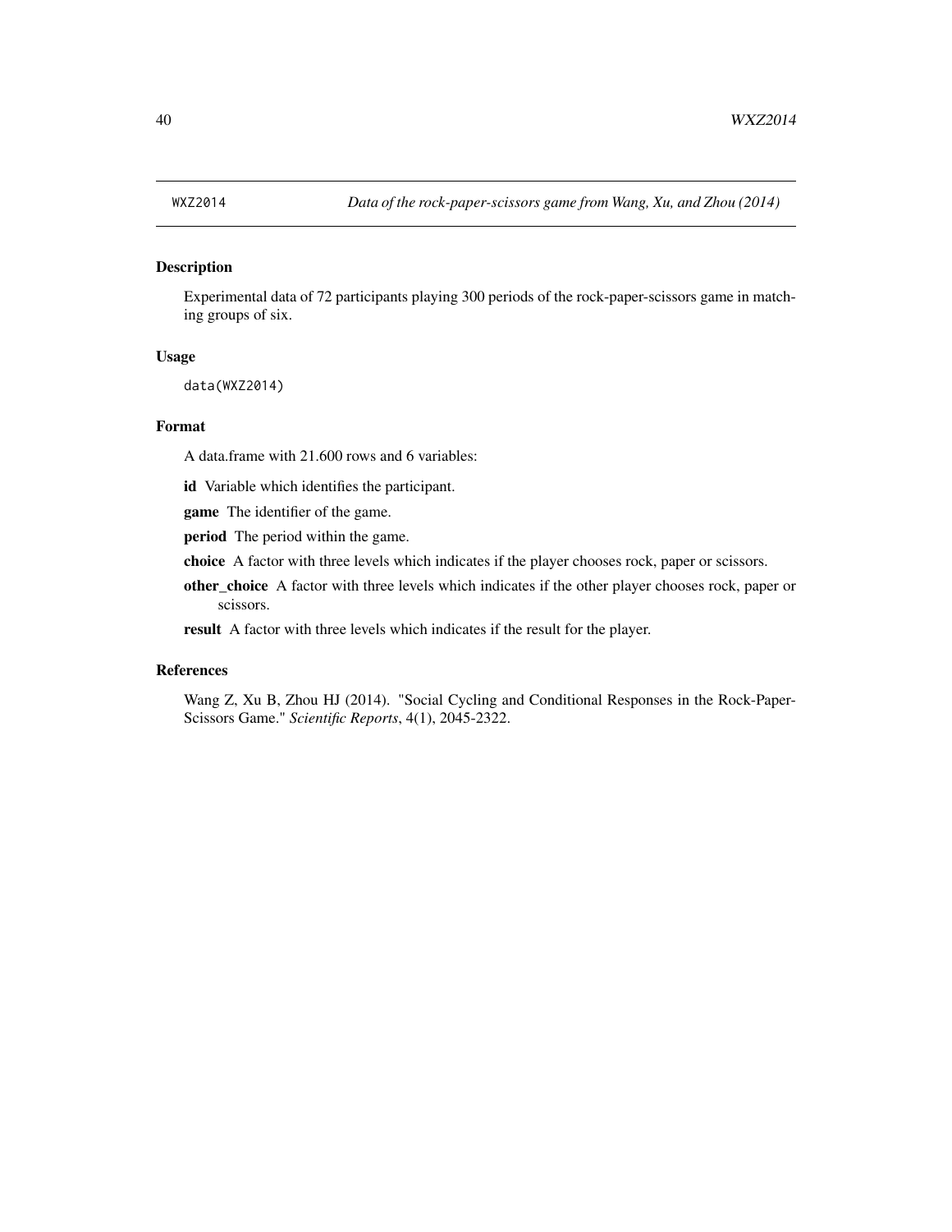WXZ2014 *Data of the rock-paper-scissors game from Wang, Xu, and Zhou (2014)*

## Description

Experimental data of 72 participants playing 300 periods of the rock-paper-scissors game in matching groups of six.

## Usage

```
data(WXZ2014)
```

## Format

A data.frame with 21.600 rows and 6 variables:

**id** Variable which identifies the participant.

**game** The identifier of the game.

**period** The period within the game.

**choice** A factor with three levels which indicates if the player chooses rock, paper or scissors.

**other_choice** A factor with three levels which indicates if the other player chooses rock, paper or scissors.

**result** A factor with three levels which indicates if the result for the player.

## References

Wang Z, Xu B, Zhou HJ (2014). "Social Cycling and Conditional Responses in the Rock-Paper-Scissors Game." *Scientific Reports*, 4(1), 2045-2322.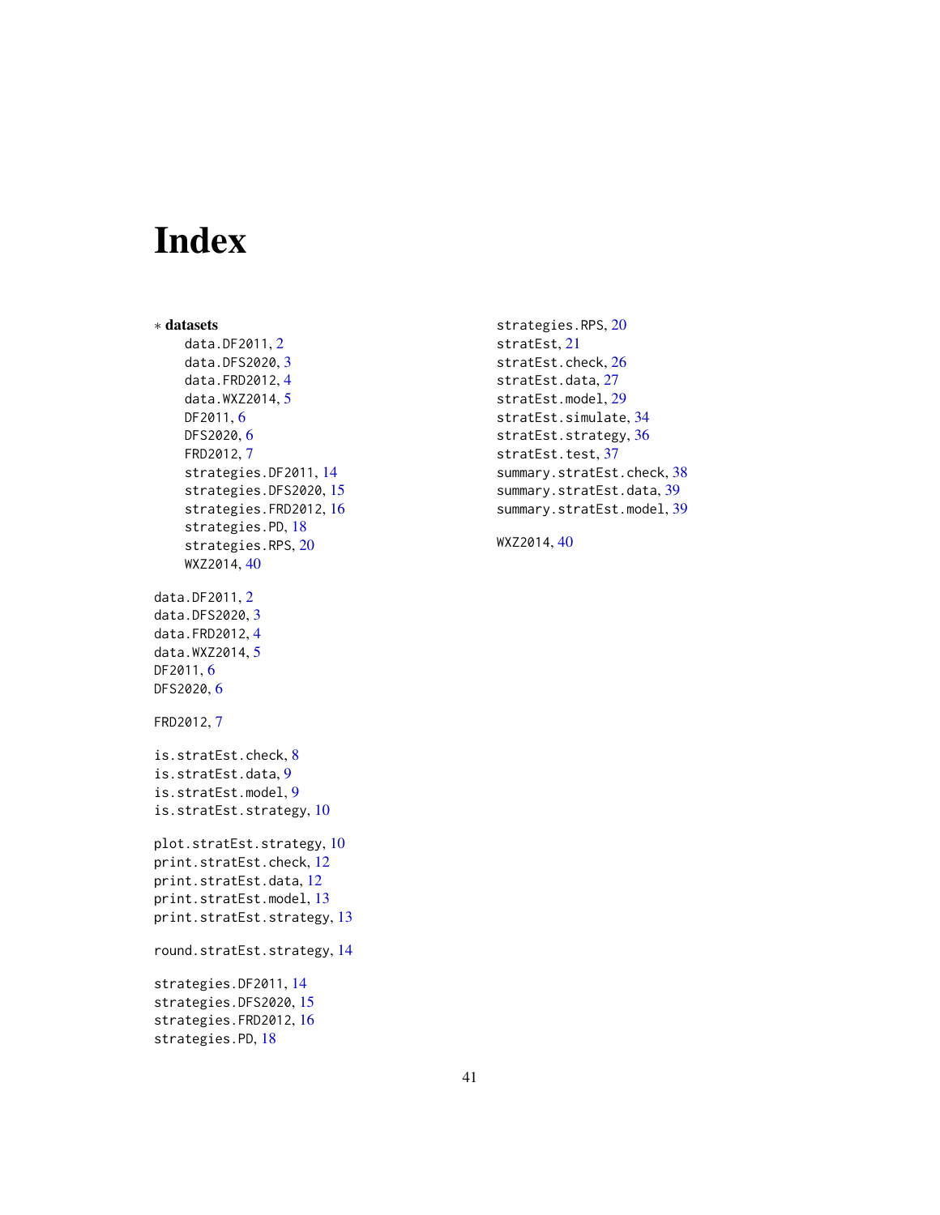# Index

∗ **datasets**

- data.DF2011, 2
- data.DFS2020, 3
- data.FRD2012, 4
- data.WXZ2014, 5
- DF2011, 6
- DFS2020, 6
- FRD2012, 7
- strategies.DF2011, 14
- strategies.DFS2020, 15
- strategies.FRD2012, 16
- strategies.PD, 18
- strategies.RPS, 20
- WXZ2014, 40

data.DF2011, 2
data.DFS2020, 3
data.FRD2012, 4
data.WXZ2014, 5
DF2011, 6
DFS2020, 6

FRD2012, 7

is.stratEst.check, 8
is.stratEst.data, 9
is.stratEst.model, 9
is.stratEst.strategy, 10

plot.stratEst.strategy, 10
print.stratEst.check, 12
print.stratEst.data, 12
print.stratEst.model, 13
print.stratEst.strategy, 13

round.stratEst.strategy, 14

strategies.DF2011, 14
strategies.DFS2020, 15
strategies.FRD2012, 16
strategies.PD, 18
strategies.RPS, 20
stratEst, 21
stratEst.check, 26
stratEst.data, 27
stratEst.model, 29
stratEst.simulate, 34
stratEst.strategy, 36
stratEst.test, 37
summary.stratEst.check, 38
summary.stratEst.data, 39
summary.stratEst.model, 39

WXZ2014, 40